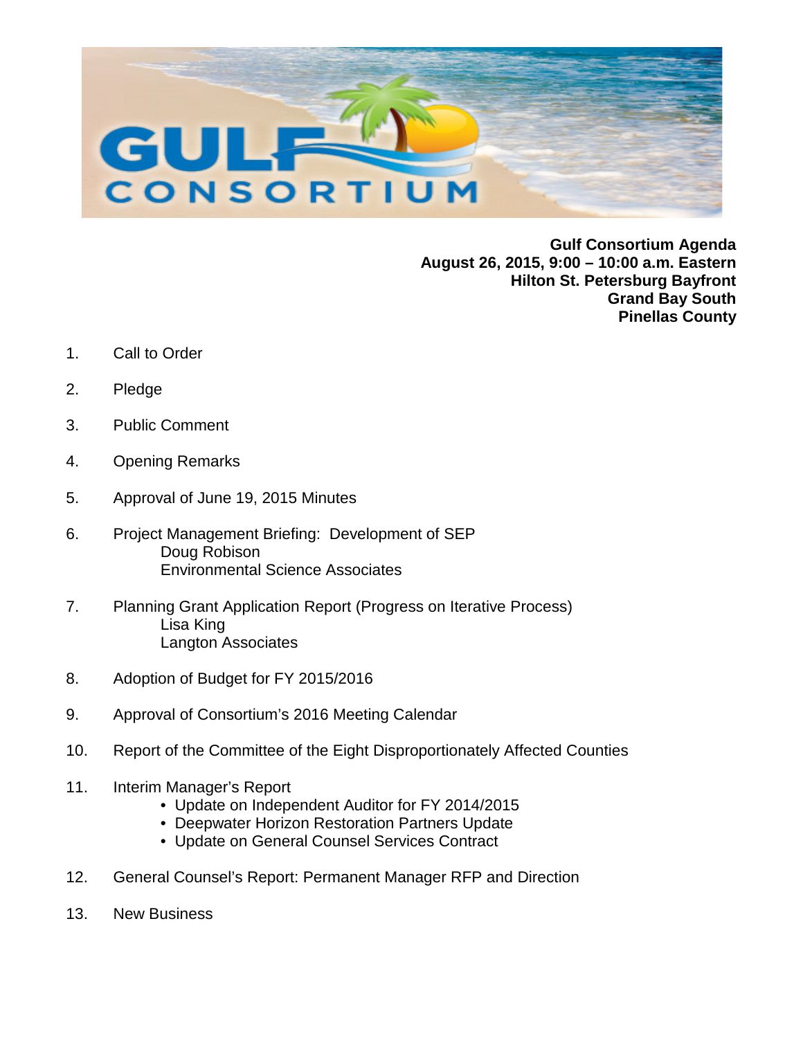**Gulf Consortium Agenda**
**August 26, 2015, 9:00 – 10:00 a.m. Eastern**
**Hilton St. Petersburg Bayfront**
**Grand Bay South**
**Pinellas County**

1. Call to Order

2. Pledge

3. Public Comment

4. Opening Remarks

5. Approval of June 19, 2015 Minutes

6. Project Management Briefing: Development of SEP
   Doug Robison
   Environmental Science Associates

7. Planning Grant Application Report (Progress on Iterative Process)
   Lisa King
   Langton Associates

8. Adoption of Budget for FY 2015/2016

9. Approval of Consortium's 2016 Meeting Calendar

10. Report of the Committee of the Eight Disproportionately Affected Counties

11. Interim Manager's Report
    - Update on Independent Auditor for FY 2014/2015
    - Deepwater Horizon Restoration Partners Update
    - Update on General Counsel Services Contract

12. General Counsel's Report: Permanent Manager RFP and Direction

13. New Business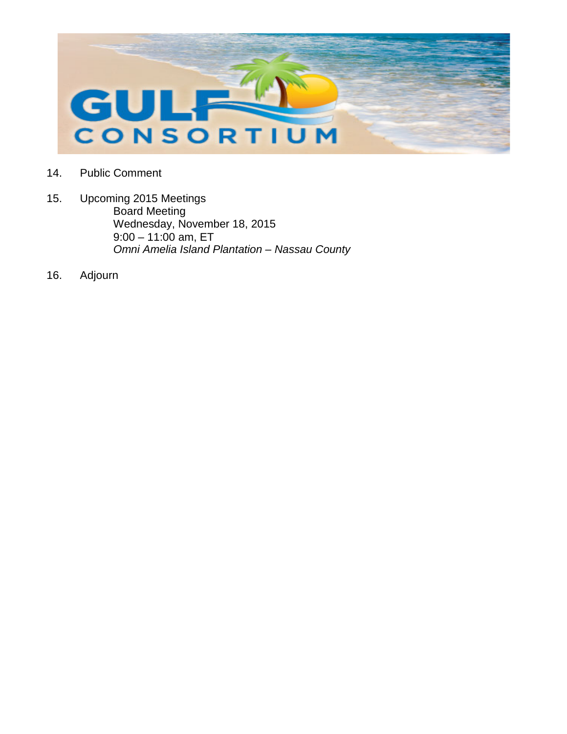14. Public Comment

15. Upcoming 2015 Meetings
    Board Meeting
    Wednesday, November 18, 2015
    9:00 – 11:00 am, ET
    *Omni Amelia Island Plantation – Nassau County*

16. Adjourn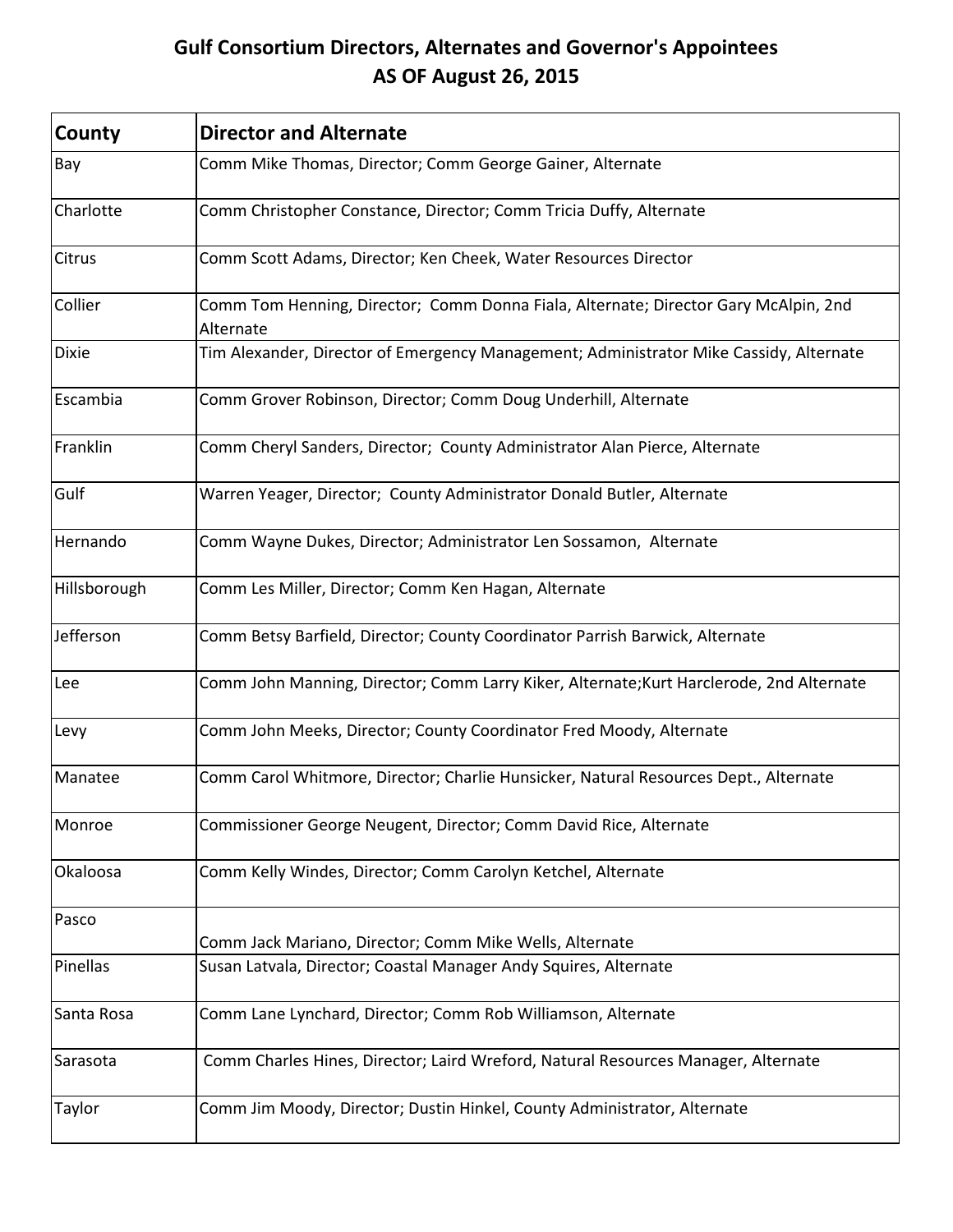# Gulf Consortium Directors, Alternates and Governor's Appointees
## AS OF August 26, 2015

| County | Director and Alternate |
| --- | --- |
| Bay | Comm Mike Thomas, Director; Comm George Gainer, Alternate |
| Charlotte | Comm Christopher Constance, Director; Comm Tricia Duffy, Alternate |
| Citrus | Comm Scott Adams, Director; Ken Cheek, Water Resources Director |
| Collier | Comm Tom Henning, Director; Comm Donna Fiala, Alternate; Director Gary McAlpin, 2nd Alternate |
| Dixie | Tim Alexander, Director of Emergency Management; Administrator Mike Cassidy, Alternate |
| Escambia | Comm Grover Robinson, Director; Comm Doug Underhill, Alternate |
| Franklin | Comm Cheryl Sanders, Director; County Administrator Alan Pierce, Alternate |
| Gulf | Warren Yeager, Director; County Administrator Donald Butler, Alternate |
| Hernando | Comm Wayne Dukes, Director; Administrator Len Sossamon, Alternate |
| Hillsborough | Comm Les Miller, Director; Comm Ken Hagan, Alternate |
| Jefferson | Comm Betsy Barfield, Director; County Coordinator Parrish Barwick, Alternate |
| Lee | Comm John Manning, Director; Comm Larry Kiker, Alternate;Kurt Harclerode, 2nd Alternate |
| Levy | Comm John Meeks, Director; County Coordinator Fred Moody, Alternate |
| Manatee | Comm Carol Whitmore, Director; Charlie Hunsicker, Natural Resources Dept., Alternate |
| Monroe | Commissioner George Neugent, Director; Comm David Rice, Alternate |
| Okaloosa | Comm Kelly Windes, Director; Comm Carolyn Ketchel, Alternate |
| Pasco | Comm Jack Mariano, Director; Comm Mike Wells, Alternate |
| Pinellas | Susan Latvala, Director; Coastal Manager Andy Squires, Alternate |
| Santa Rosa | Comm Lane Lynchard, Director; Comm Rob Williamson, Alternate |
| Sarasota | Comm Charles Hines, Director; Laird Wreford, Natural Resources Manager, Alternate |
| Taylor | Comm Jim Moody, Director; Dustin Hinkel, County Administrator, Alternate |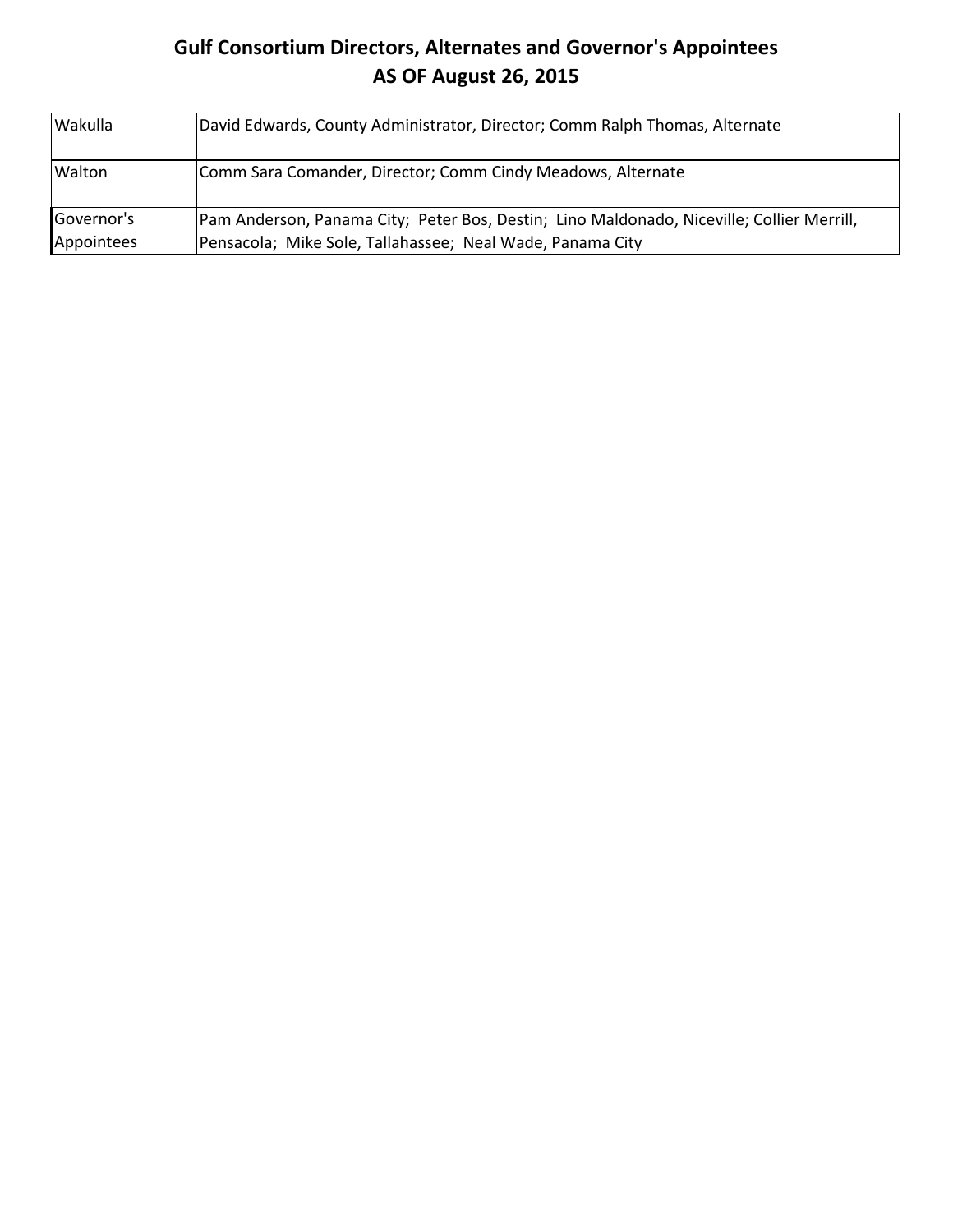# Gulf Consortium Directors, Alternates and Governor's Appointees
## AS OF August 26, 2015

| | |
|---|---|
| Wakulla | David Edwards, County Administrator, Director; Comm Ralph Thomas, Alternate |
| Walton | Comm Sara Comander, Director; Comm Cindy Meadows, Alternate |
| Governor's Appointees | Pam Anderson, Panama City; Peter Bos, Destin; Lino Maldonado, Niceville; Collier Merrill, Pensacola; Mike Sole, Tallahassee; Neal Wade, Panama City |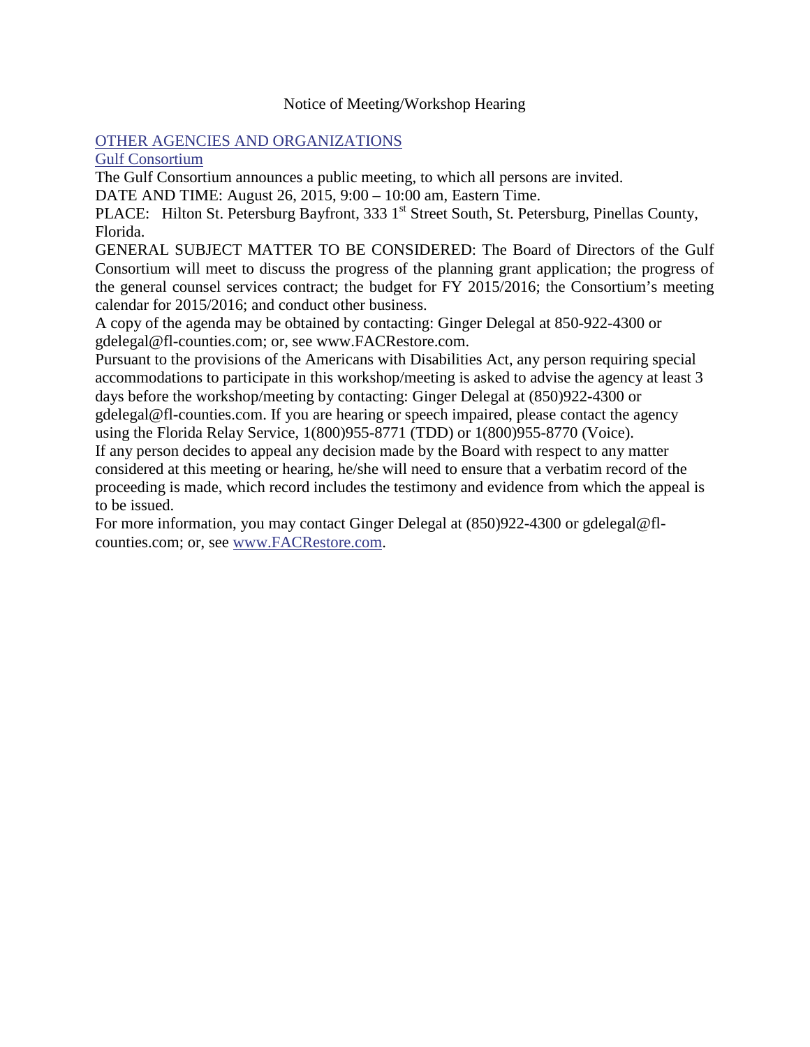Notice of Meeting/Workshop Hearing

OTHER AGENCIES AND ORGANIZATIONS

Gulf Consortium

The Gulf Consortium announces a public meeting, to which all persons are invited.

DATE AND TIME: August 26, 2015, 9:00 – 10:00 am, Eastern Time.

PLACE: Hilton St. Petersburg Bayfront, 333 1st Street South, St. Petersburg, Pinellas County, Florida.

GENERAL SUBJECT MATTER TO BE CONSIDERED: The Board of Directors of the Gulf Consortium will meet to discuss the progress of the planning grant application; the progress of the general counsel services contract; the budget for FY 2015/2016; the Consortium's meeting calendar for 2015/2016; and conduct other business.

A copy of the agenda may be obtained by contacting: Ginger Delegal at 850-922-4300 or gdelegal@fl-counties.com; or, see www.FACRestore.com.

Pursuant to the provisions of the Americans with Disabilities Act, any person requiring special accommodations to participate in this workshop/meeting is asked to advise the agency at least 3 days before the workshop/meeting by contacting: Ginger Delegal at (850)922-4300 or gdelegal@fl-counties.com. If you are hearing or speech impaired, please contact the agency using the Florida Relay Service, 1(800)955-8771 (TDD) or 1(800)955-8770 (Voice).

If any person decides to appeal any decision made by the Board with respect to any matter considered at this meeting or hearing, he/she will need to ensure that a verbatim record of the proceeding is made, which record includes the testimony and evidence from which the appeal is to be issued.

For more information, you may contact Ginger Delegal at (850)922-4300 or gdelegal@fl-counties.com; or, see www.FACRestore.com.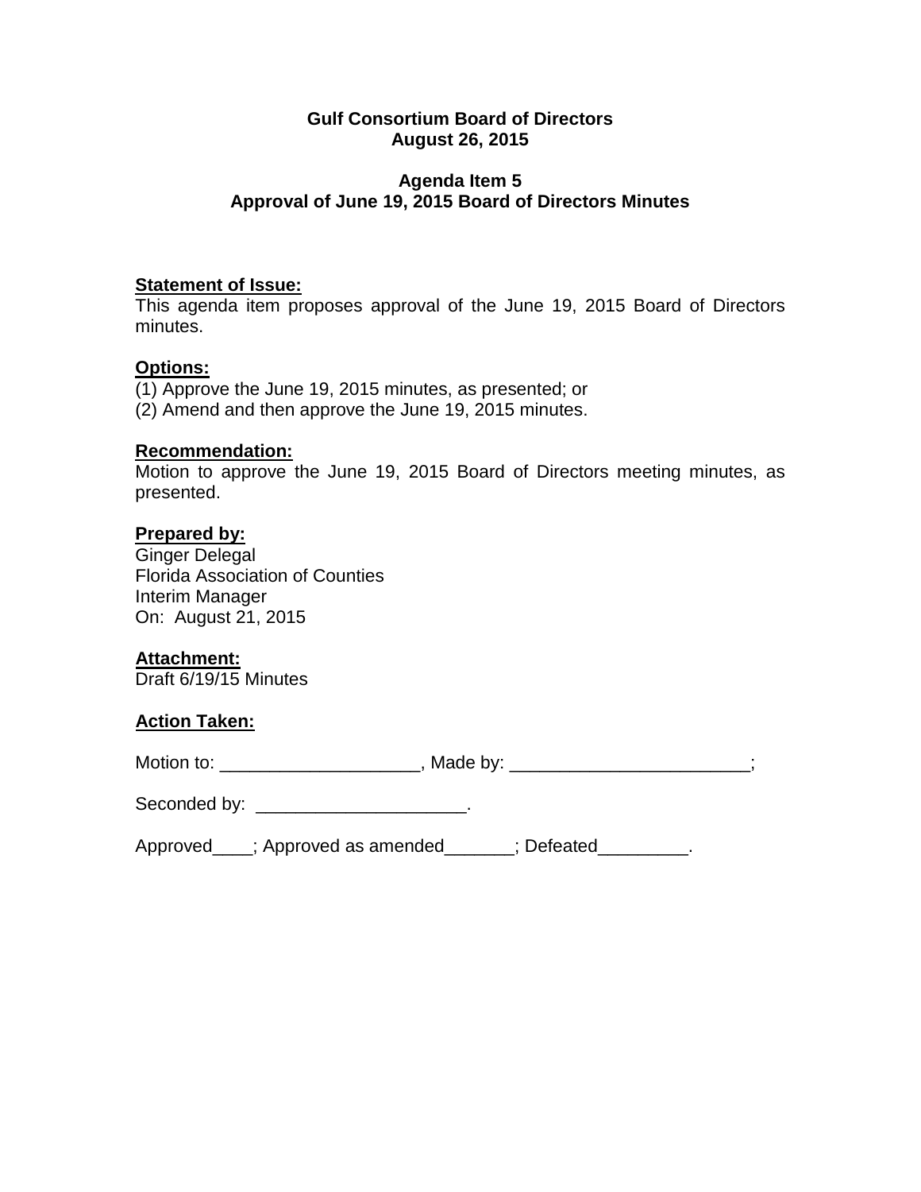**Gulf Consortium Board of Directors**
**August 26, 2015**

**Agenda Item 5**
**Approval of June 19, 2015 Board of Directors Minutes**

**Statement of Issue:**
This agenda item proposes approval of the June 19, 2015 Board of Directors minutes.

**Options:**
(1) Approve the June 19, 2015 minutes, as presented; or
(2) Amend and then approve the June 19, 2015 minutes.

**Recommendation:**
Motion to approve the June 19, 2015 Board of Directors meeting minutes, as presented.

**Prepared by:**
Ginger Delegal
Florida Association of Counties
Interim Manager
On: August 21, 2015

**Attachment:**
Draft 6/19/15 Minutes

**Action Taken:**

Motion to: ____________________, Made by: ________________________;

Seconded by: _____________________.

Approved____; Approved as amended_______; Defeated_________.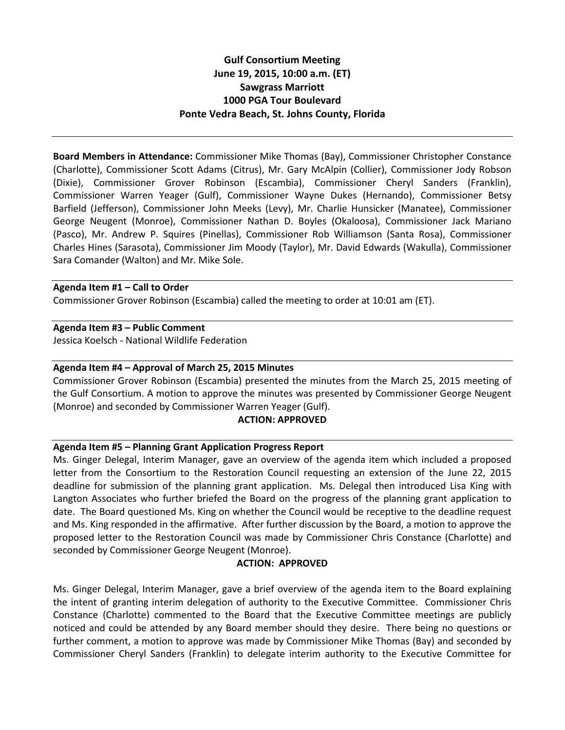**Gulf Consortium Meeting**
**June 19, 2015, 10:00 a.m. (ET)**
**Sawgrass Marriott**
**1000 PGA Tour Boulevard**
**Ponte Vedra Beach, St. Johns County, Florida**

---

**Board Members in Attendance:** Commissioner Mike Thomas (Bay), Commissioner Christopher Constance (Charlotte), Commissioner Scott Adams (Citrus), Mr. Gary McAlpin (Collier), Commissioner Jody Robson (Dixie), Commissioner Grover Robinson (Escambia), Commissioner Cheryl Sanders (Franklin), Commissioner Warren Yeager (Gulf), Commissioner Wayne Dukes (Hernando), Commissioner Betsy Barfield (Jefferson), Commissioner John Meeks (Levy), Mr. Charlie Hunsicker (Manatee), Commissioner George Neugent (Monroe), Commissioner Nathan D. Boyles (Okaloosa), Commissioner Jack Mariano (Pasco), Mr. Andrew P. Squires (Pinellas), Commissioner Rob Williamson (Santa Rosa), Commissioner Charles Hines (Sarasota), Commissioner Jim Moody (Taylor), Mr. David Edwards (Wakulla), Commissioner Sara Comander (Walton) and Mr. Mike Sole.

---

**Agenda Item #1 – Call to Order**

Commissioner Grover Robinson (Escambia) called the meeting to order at 10:01 am (ET).

---

**Agenda Item #3 – Public Comment**

Jessica Koelsch - National Wildlife Federation

---

**Agenda Item #4 – Approval of March 25, 2015 Minutes**

Commissioner Grover Robinson (Escambia) presented the minutes from the March 25, 2015 meeting of the Gulf Consortium. A motion to approve the minutes was presented by Commissioner George Neugent (Monroe) and seconded by Commissioner Warren Yeager (Gulf).

**ACTION: APPROVED**

---

**Agenda Item #5 – Planning Grant Application Progress Report**

Ms. Ginger Delegal, Interim Manager, gave an overview of the agenda item which included a proposed letter from the Consortium to the Restoration Council requesting an extension of the June 22, 2015 deadline for submission of the planning grant application. Ms. Delegal then introduced Lisa King with Langton Associates who further briefed the Board on the progress of the planning grant application to date. The Board questioned Ms. King on whether the Council would be receptive to the deadline request and Ms. King responded in the affirmative. After further discussion by the Board, a motion to approve the proposed letter to the Restoration Council was made by Commissioner Chris Constance (Charlotte) and seconded by Commissioner George Neugent (Monroe).

**ACTION: APPROVED**

Ms. Ginger Delegal, Interim Manager, gave a brief overview of the agenda item to the Board explaining the intent of granting interim delegation of authority to the Executive Committee. Commissioner Chris Constance (Charlotte) commented to the Board that the Executive Committee meetings are publicly noticed and could be attended by any Board member should they desire. There being no questions or further comment, a motion to approve was made by Commissioner Mike Thomas (Bay) and seconded by Commissioner Cheryl Sanders (Franklin) to delegate interim authority to the Executive Committee for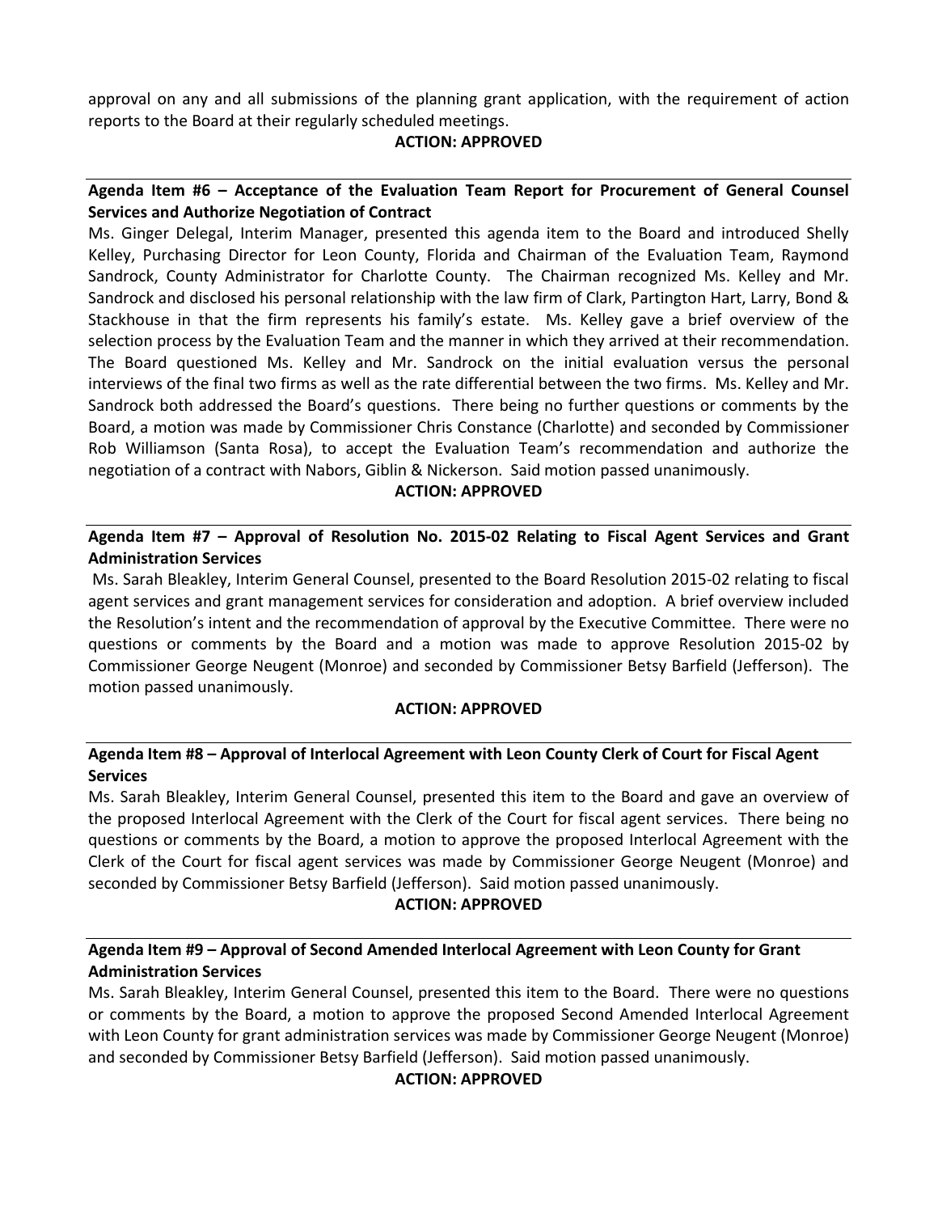approval on any and all submissions of the planning grant application, with the requirement of action reports to the Board at their regularly scheduled meetings.

**ACTION: APPROVED**

---

**Agenda Item #6 – Acceptance of the Evaluation Team Report for Procurement of General Counsel Services and Authorize Negotiation of Contract**

Ms. Ginger Delegal, Interim Manager, presented this agenda item to the Board and introduced Shelly Kelley, Purchasing Director for Leon County, Florida and Chairman of the Evaluation Team, Raymond Sandrock, County Administrator for Charlotte County. The Chairman recognized Ms. Kelley and Mr. Sandrock and disclosed his personal relationship with the law firm of Clark, Partington Hart, Larry, Bond & Stackhouse in that the firm represents his family's estate. Ms. Kelley gave a brief overview of the selection process by the Evaluation Team and the manner in which they arrived at their recommendation. The Board questioned Ms. Kelley and Mr. Sandrock on the initial evaluation versus the personal interviews of the final two firms as well as the rate differential between the two firms. Ms. Kelley and Mr. Sandrock both addressed the Board's questions. There being no further questions or comments by the Board, a motion was made by Commissioner Chris Constance (Charlotte) and seconded by Commissioner Rob Williamson (Santa Rosa), to accept the Evaluation Team's recommendation and authorize the negotiation of a contract with Nabors, Giblin & Nickerson. Said motion passed unanimously.

**ACTION: APPROVED**

---

**Agenda Item #7 – Approval of Resolution No. 2015-02 Relating to Fiscal Agent Services and Grant Administration Services**

Ms. Sarah Bleakley, Interim General Counsel, presented to the Board Resolution 2015-02 relating to fiscal agent services and grant management services for consideration and adoption. A brief overview included the Resolution's intent and the recommendation of approval by the Executive Committee. There were no questions or comments by the Board and a motion was made to approve Resolution 2015-02 by Commissioner George Neugent (Monroe) and seconded by Commissioner Betsy Barfield (Jefferson). The motion passed unanimously.

**ACTION: APPROVED**

---

**Agenda Item #8 – Approval of Interlocal Agreement with Leon County Clerk of Court for Fiscal Agent Services**

Ms. Sarah Bleakley, Interim General Counsel, presented this item to the Board and gave an overview of the proposed Interlocal Agreement with the Clerk of the Court for fiscal agent services. There being no questions or comments by the Board, a motion to approve the proposed Interlocal Agreement with the Clerk of the Court for fiscal agent services was made by Commissioner George Neugent (Monroe) and seconded by Commissioner Betsy Barfield (Jefferson). Said motion passed unanimously.

**ACTION: APPROVED**

---

**Agenda Item #9 – Approval of Second Amended Interlocal Agreement with Leon County for Grant Administration Services**

Ms. Sarah Bleakley, Interim General Counsel, presented this item to the Board. There were no questions or comments by the Board, a motion to approve the proposed Second Amended Interlocal Agreement with Leon County for grant administration services was made by Commissioner George Neugent (Monroe) and seconded by Commissioner Betsy Barfield (Jefferson). Said motion passed unanimously.

**ACTION: APPROVED**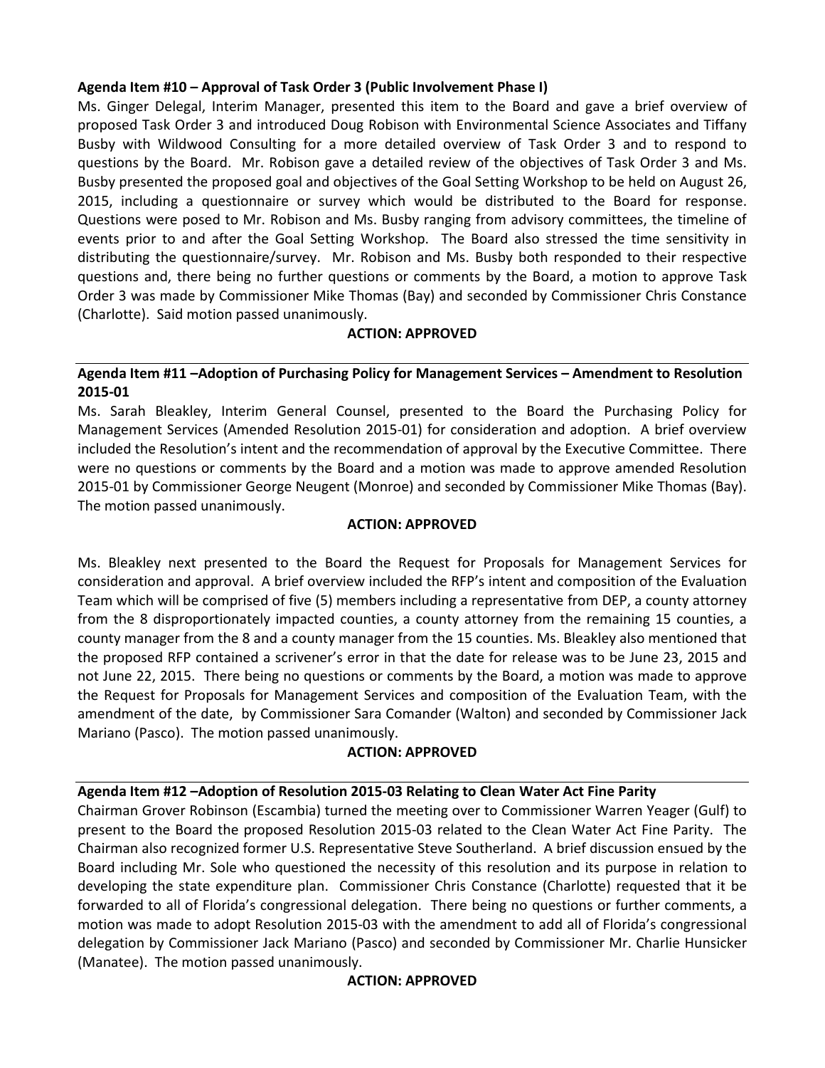**Agenda Item #10 – Approval of Task Order 3 (Public Involvement Phase I)**

Ms. Ginger Delegal, Interim Manager, presented this item to the Board and gave a brief overview of proposed Task Order 3 and introduced Doug Robison with Environmental Science Associates and Tiffany Busby with Wildwood Consulting for a more detailed overview of Task Order 3 and to respond to questions by the Board. Mr. Robison gave a detailed review of the objectives of Task Order 3 and Ms. Busby presented the proposed goal and objectives of the Goal Setting Workshop to be held on August 26, 2015, including a questionnaire or survey which would be distributed to the Board for response. Questions were posed to Mr. Robison and Ms. Busby ranging from advisory committees, the timeline of events prior to and after the Goal Setting Workshop. The Board also stressed the time sensitivity in distributing the questionnaire/survey. Mr. Robison and Ms. Busby both responded to their respective questions and, there being no further questions or comments by the Board, a motion to approve Task Order 3 was made by Commissioner Mike Thomas (Bay) and seconded by Commissioner Chris Constance (Charlotte). Said motion passed unanimously.

**ACTION: APPROVED**

**Agenda Item #11 –Adoption of Purchasing Policy for Management Services – Amendment to Resolution 2015-01**

Ms. Sarah Bleakley, Interim General Counsel, presented to the Board the Purchasing Policy for Management Services (Amended Resolution 2015-01) for consideration and adoption. A brief overview included the Resolution's intent and the recommendation of approval by the Executive Committee. There were no questions or comments by the Board and a motion was made to approve amended Resolution 2015-01 by Commissioner George Neugent (Monroe) and seconded by Commissioner Mike Thomas (Bay). The motion passed unanimously.

**ACTION: APPROVED**

Ms. Bleakley next presented to the Board the Request for Proposals for Management Services for consideration and approval. A brief overview included the RFP's intent and composition of the Evaluation Team which will be comprised of five (5) members including a representative from DEP, a county attorney from the 8 disproportionately impacted counties, a county attorney from the remaining 15 counties, a county manager from the 8 and a county manager from the 15 counties. Ms. Bleakley also mentioned that the proposed RFP contained a scrivener's error in that the date for release was to be June 23, 2015 and not June 22, 2015. There being no questions or comments by the Board, a motion was made to approve the Request for Proposals for Management Services and composition of the Evaluation Team, with the amendment of the date, by Commissioner Sara Comander (Walton) and seconded by Commissioner Jack Mariano (Pasco). The motion passed unanimously.

**ACTION: APPROVED**

**Agenda Item #12 –Adoption of Resolution 2015-03 Relating to Clean Water Act Fine Parity**

Chairman Grover Robinson (Escambia) turned the meeting over to Commissioner Warren Yeager (Gulf) to present to the Board the proposed Resolution 2015-03 related to the Clean Water Act Fine Parity. The Chairman also recognized former U.S. Representative Steve Southerland. A brief discussion ensued by the Board including Mr. Sole who questioned the necessity of this resolution and its purpose in relation to developing the state expenditure plan. Commissioner Chris Constance (Charlotte) requested that it be forwarded to all of Florida's congressional delegation. There being no questions or further comments, a motion was made to adopt Resolution 2015-03 with the amendment to add all of Florida's congressional delegation by Commissioner Jack Mariano (Pasco) and seconded by Commissioner Mr. Charlie Hunsicker (Manatee). The motion passed unanimously.

**ACTION: APPROVED**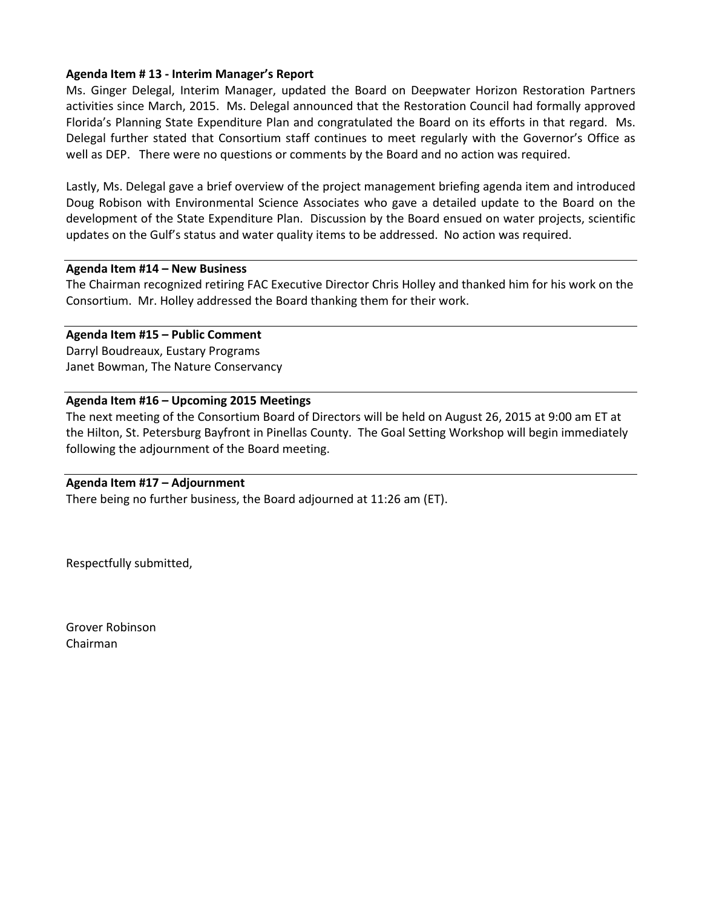**Agenda Item # 13 - Interim Manager's Report**

Ms. Ginger Delegal, Interim Manager, updated the Board on Deepwater Horizon Restoration Partners activities since March, 2015. Ms. Delegal announced that the Restoration Council had formally approved Florida's Planning State Expenditure Plan and congratulated the Board on its efforts in that regard. Ms. Delegal further stated that Consortium staff continues to meet regularly with the Governor's Office as well as DEP. There were no questions or comments by the Board and no action was required.

Lastly, Ms. Delegal gave a brief overview of the project management briefing agenda item and introduced Doug Robison with Environmental Science Associates who gave a detailed update to the Board on the development of the State Expenditure Plan. Discussion by the Board ensued on water projects, scientific updates on the Gulf's status and water quality items to be addressed. No action was required.

---

**Agenda Item #14 – New Business**

The Chairman recognized retiring FAC Executive Director Chris Holley and thanked him for his work on the Consortium. Mr. Holley addressed the Board thanking them for their work.

---

**Agenda Item #15 – Public Comment**

Darryl Boudreaux, Eustary Programs
Janet Bowman, The Nature Conservancy

---

**Agenda Item #16 – Upcoming 2015 Meetings**

The next meeting of the Consortium Board of Directors will be held on August 26, 2015 at 9:00 am ET at the Hilton, St. Petersburg Bayfront in Pinellas County. The Goal Setting Workshop will begin immediately following the adjournment of the Board meeting.

---

**Agenda Item #17 – Adjournment**

There being no further business, the Board adjourned at 11:26 am (ET).

Respectfully submitted,

Grover Robinson
Chairman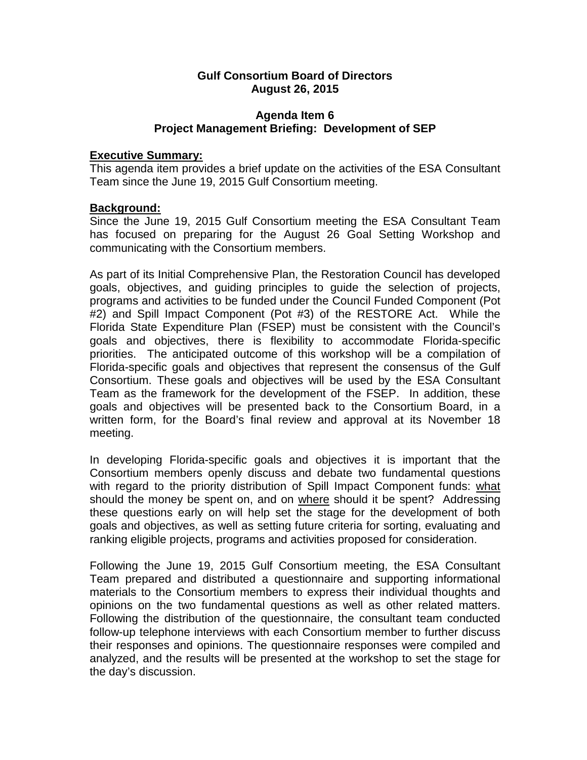**Gulf Consortium Board of Directors**
**August 26, 2015**

**Agenda Item 6**
**Project Management Briefing: Development of SEP**

**Executive Summary:**

This agenda item provides a brief update on the activities of the ESA Consultant Team since the June 19, 2015 Gulf Consortium meeting.

**Background:**

Since the June 19, 2015 Gulf Consortium meeting the ESA Consultant Team has focused on preparing for the August 26 Goal Setting Workshop and communicating with the Consortium members.

As part of its Initial Comprehensive Plan, the Restoration Council has developed goals, objectives, and guiding principles to guide the selection of projects, programs and activities to be funded under the Council Funded Component (Pot #2) and Spill Impact Component (Pot #3) of the RESTORE Act. While the Florida State Expenditure Plan (FSEP) must be consistent with the Council's goals and objectives, there is flexibility to accommodate Florida-specific priorities. The anticipated outcome of this workshop will be a compilation of Florida-specific goals and objectives that represent the consensus of the Gulf Consortium. These goals and objectives will be used by the ESA Consultant Team as the framework for the development of the FSEP. In addition, these goals and objectives will be presented back to the Consortium Board, in a written form, for the Board's final review and approval at its November 18 meeting.

In developing Florida-specific goals and objectives it is important that the Consortium members openly discuss and debate two fundamental questions with regard to the priority distribution of Spill Impact Component funds: <u>what</u> should the money be spent on, and on <u>where</u> should it be spent? Addressing these questions early on will help set the stage for the development of both goals and objectives, as well as setting future criteria for sorting, evaluating and ranking eligible projects, programs and activities proposed for consideration.

Following the June 19, 2015 Gulf Consortium meeting, the ESA Consultant Team prepared and distributed a questionnaire and supporting informational materials to the Consortium members to express their individual thoughts and opinions on the two fundamental questions as well as other related matters. Following the distribution of the questionnaire, the consultant team conducted follow-up telephone interviews with each Consortium member to further discuss their responses and opinions. The questionnaire responses were compiled and analyzed, and the results will be presented at the workshop to set the stage for the day's discussion.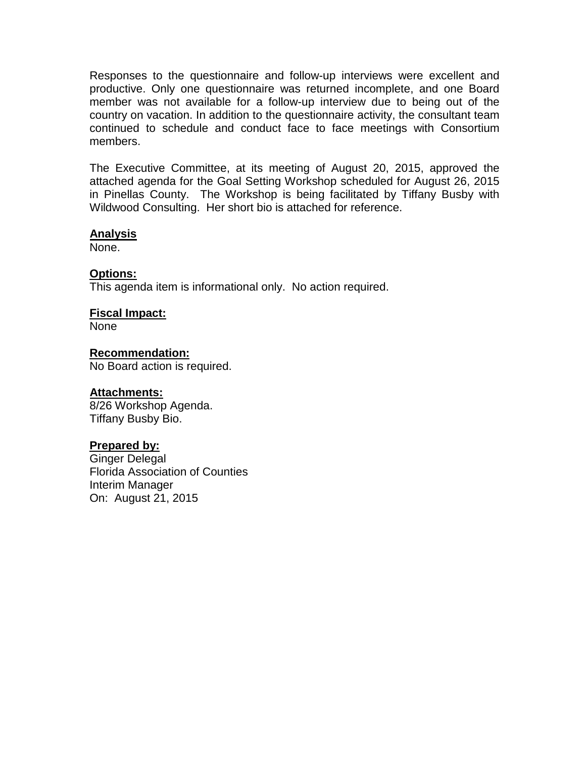Responses to the questionnaire and follow-up interviews were excellent and productive. Only one questionnaire was returned incomplete, and one Board member was not available for a follow-up interview due to being out of the country on vacation. In addition to the questionnaire activity, the consultant team continued to schedule and conduct face to face meetings with Consortium members.

The Executive Committee, at its meeting of August 20, 2015, approved the attached agenda for the Goal Setting Workshop scheduled for August 26, 2015 in Pinellas County. The Workshop is being facilitated by Tiffany Busby with Wildwood Consulting. Her short bio is attached for reference.

**Analysis**

None.

**Options:**

This agenda item is informational only. No action required.

**Fiscal Impact:**

None

**Recommendation:**

No Board action is required.

**Attachments:**

8/26 Workshop Agenda.
Tiffany Busby Bio.

**Prepared by:**

Ginger Delegal
Florida Association of Counties
Interim Manager
On: August 21, 2015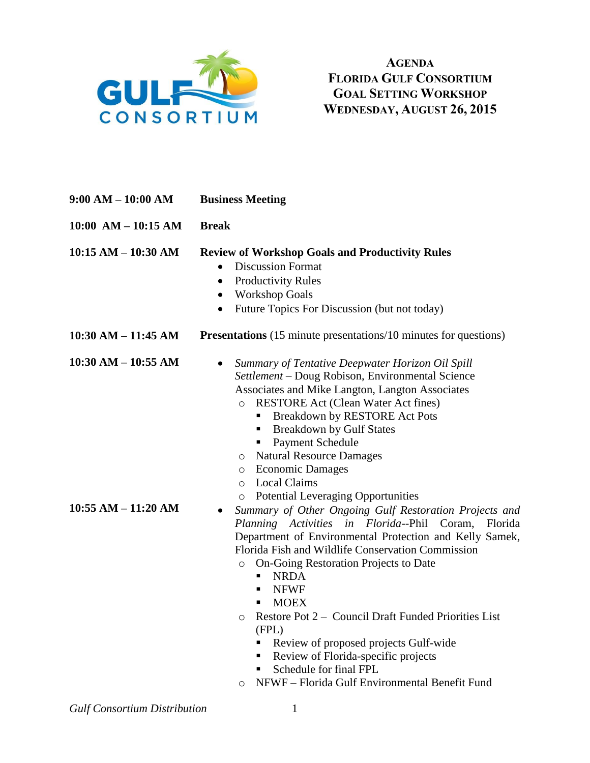# Agenda
# Florida Gulf Consortium
# Goal Setting Workshop
# Wednesday, August 26, 2015

**9:00 AM – 10:00 AM** **Business Meeting**

**10:00 AM – 10:15 AM** **Break**

**10:15 AM – 10:30 AM** **Review of Workshop Goals and Productivity Rules**

- Discussion Format
- Productivity Rules
- Workshop Goals
- Future Topics For Discussion (but not today)

**10:30 AM – 11:45 AM** **Presentations** (15 minute presentations/10 minutes for questions)

**10:30 AM – 10:55 AM**

- *Summary of Tentative Deepwater Horizon Oil Spill Settlement* – Doug Robison, Environmental Science Associates and Mike Langton, Langton Associates
  - RESTORE Act (Clean Water Act fines)
    - Breakdown by RESTORE Act Pots
    - Breakdown by Gulf States
    - Payment Schedule
  - Natural Resource Damages
  - Economic Damages
  - Local Claims
  - Potential Leveraging Opportunities

**10:55 AM – 11:20 AM**

- *Summary of Other Ongoing Gulf Restoration Projects and Planning Activities in Florida*--Phil Coram, Florida Department of Environmental Protection and Kelly Samek, Florida Fish and Wildlife Conservation Commission
  - On-Going Restoration Projects to Date
    - NRDA
    - NFWF
    - MOEX
  - Restore Pot 2 – Council Draft Funded Priorities List (FPL)
    - Review of proposed projects Gulf-wide
    - Review of Florida-specific projects
    - Schedule for final FPL
  - NFWF – Florida Gulf Environmental Benefit Fund

*Gulf Consortium Distribution*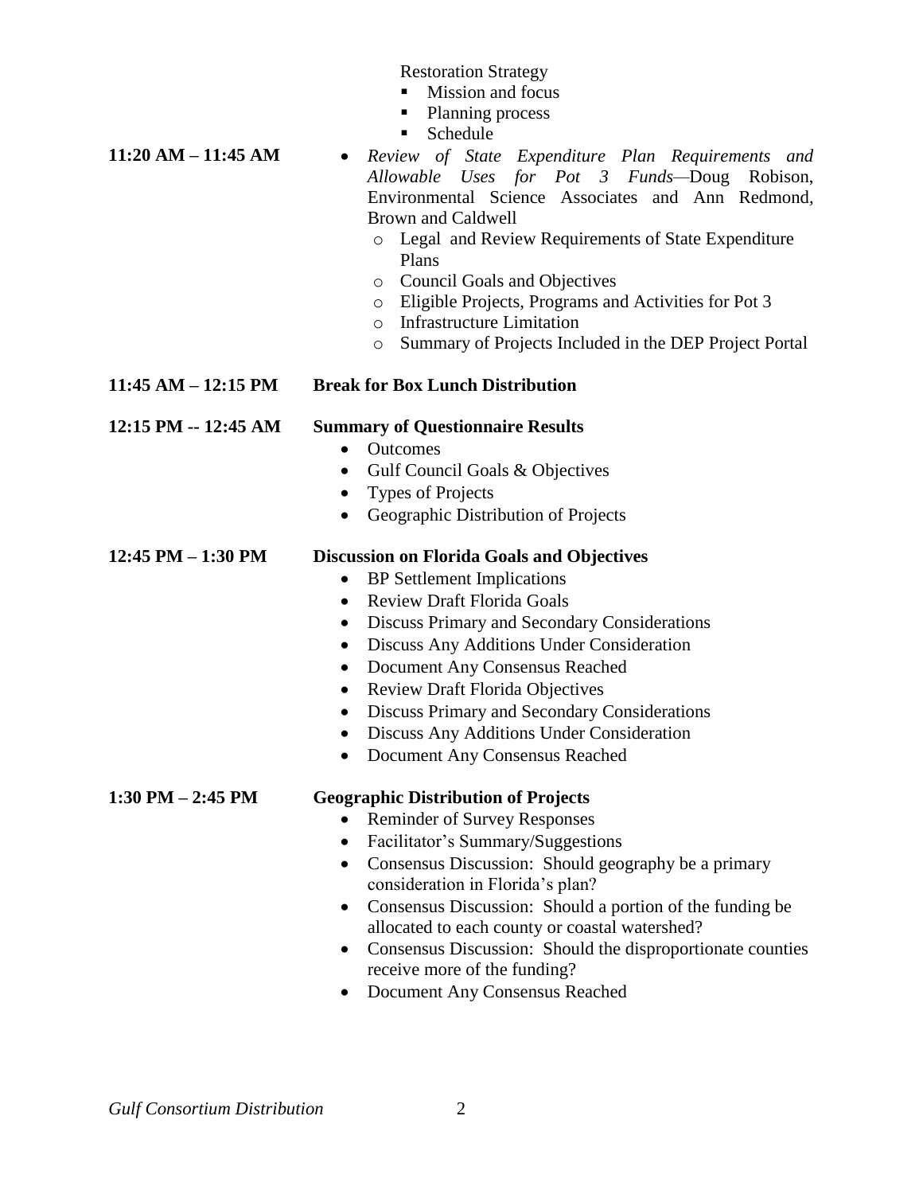Restoration Strategy

- Mission and focus
- Planning process
- Schedule

**11:20 AM – 11:45 AM**

- *Review of State Expenditure Plan Requirements and Allowable Uses for Pot 3 Funds*—Doug Robison, Environmental Science Associates and Ann Redmond, Brown and Caldwell
  - Legal and Review Requirements of State Expenditure Plans
  - Council Goals and Objectives
  - Eligible Projects, Programs and Activities for Pot 3
  - Infrastructure Limitation
  - Summary of Projects Included in the DEP Project Portal

**11:45 AM – 12:15 PM** **Break for Box Lunch Distribution**

**12:15 PM -- 12:45 AM** **Summary of Questionnaire Results**

- Outcomes
- Gulf Council Goals & Objectives
- Types of Projects
- Geographic Distribution of Projects

**12:45 PM – 1:30 PM** **Discussion on Florida Goals and Objectives**

- BP Settlement Implications
- Review Draft Florida Goals
- Discuss Primary and Secondary Considerations
- Discuss Any Additions Under Consideration
- Document Any Consensus Reached
- Review Draft Florida Objectives
- Discuss Primary and Secondary Considerations
- Discuss Any Additions Under Consideration
- Document Any Consensus Reached

**1:30 PM – 2:45 PM** **Geographic Distribution of Projects**

- Reminder of Survey Responses
- Facilitator's Summary/Suggestions
- Consensus Discussion: Should geography be a primary consideration in Florida's plan?
- Consensus Discussion: Should a portion of the funding be allocated to each county or coastal watershed?
- Consensus Discussion: Should the disproportionate counties receive more of the funding?
- Document Any Consensus Reached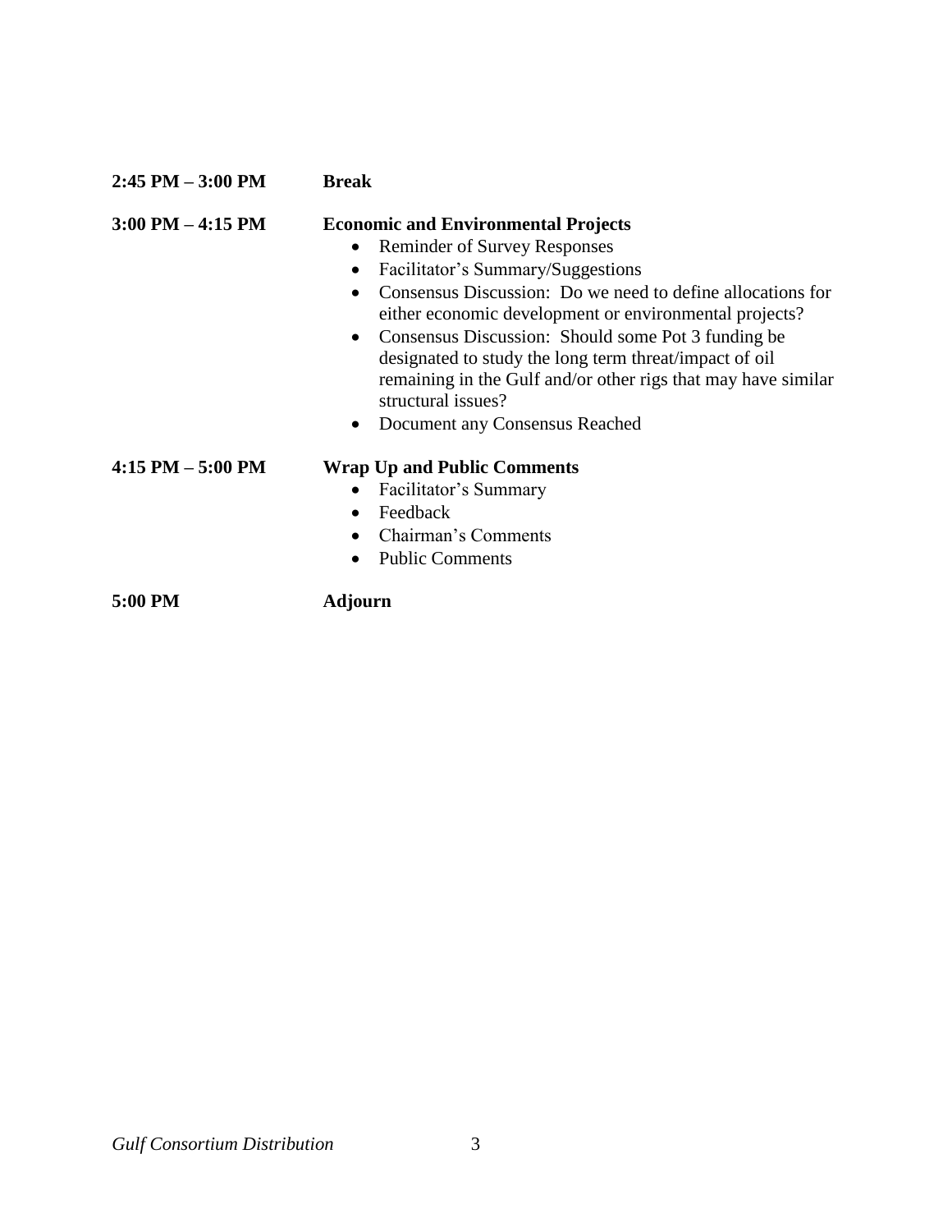**2:45 PM – 3:00 PM** **Break**

**3:00 PM – 4:15 PM** **Economic and Environmental Projects**

- Reminder of Survey Responses
- Facilitator's Summary/Suggestions
- Consensus Discussion: Do we need to define allocations for either economic development or environmental projects?
- Consensus Discussion: Should some Pot 3 funding be designated to study the long term threat/impact of oil remaining in the Gulf and/or other rigs that may have similar structural issues?
- Document any Consensus Reached

**4:15 PM – 5:00 PM** **Wrap Up and Public Comments**

- Facilitator's Summary
- Feedback
- Chairman's Comments
- Public Comments

**5:00 PM** **Adjourn**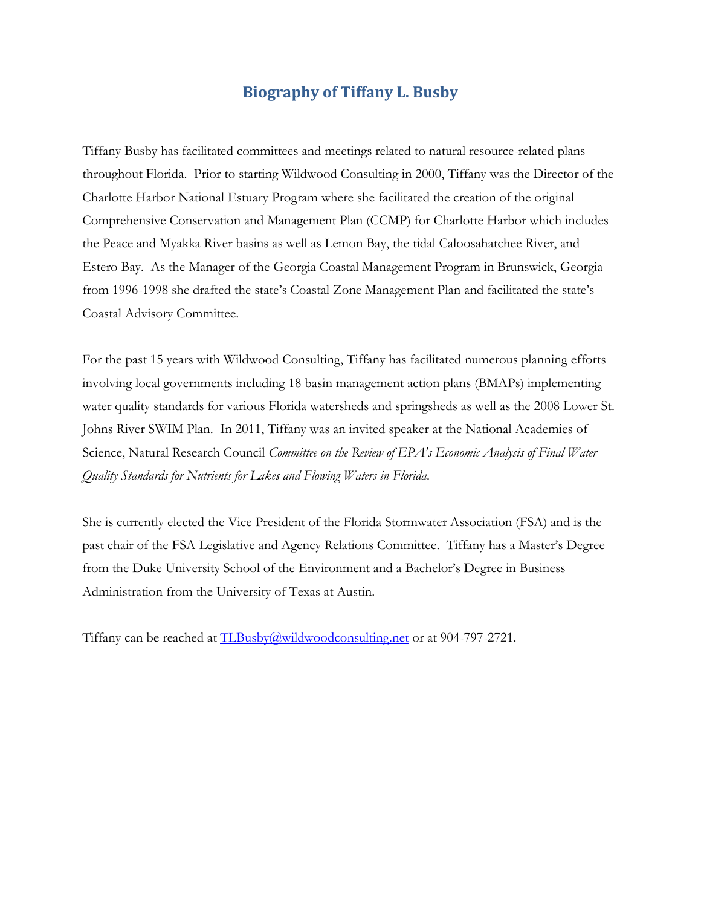# Biography of Tiffany L. Busby

Tiffany Busby has facilitated committees and meetings related to natural resource-related plans throughout Florida. Prior to starting Wildwood Consulting in 2000, Tiffany was the Director of the Charlotte Harbor National Estuary Program where she facilitated the creation of the original Comprehensive Conservation and Management Plan (CCMP) for Charlotte Harbor which includes the Peace and Myakka River basins as well as Lemon Bay, the tidal Caloosahatchee River, and Estero Bay. As the Manager of the Georgia Coastal Management Program in Brunswick, Georgia from 1996-1998 she drafted the state's Coastal Zone Management Plan and facilitated the state's Coastal Advisory Committee.

For the past 15 years with Wildwood Consulting, Tiffany has facilitated numerous planning efforts involving local governments including 18 basin management action plans (BMAPs) implementing water quality standards for various Florida watersheds and springsheds as well as the 2008 Lower St. Johns River SWIM Plan. In 2011, Tiffany was an invited speaker at the National Academies of Science, Natural Research Council *Committee on the Review of EPA's Economic Analysis of Final Water Quality Standards for Nutrients for Lakes and Flowing Waters in Florida*.

She is currently elected the Vice President of the Florida Stormwater Association (FSA) and is the past chair of the FSA Legislative and Agency Relations Committee. Tiffany has a Master's Degree from the Duke University School of the Environment and a Bachelor's Degree in Business Administration from the University of Texas at Austin.

Tiffany can be reached at [TLBusby@wildwoodconsulting.net](mailto:TLBusby@wildwoodconsulting.net) or at 904-797-2721.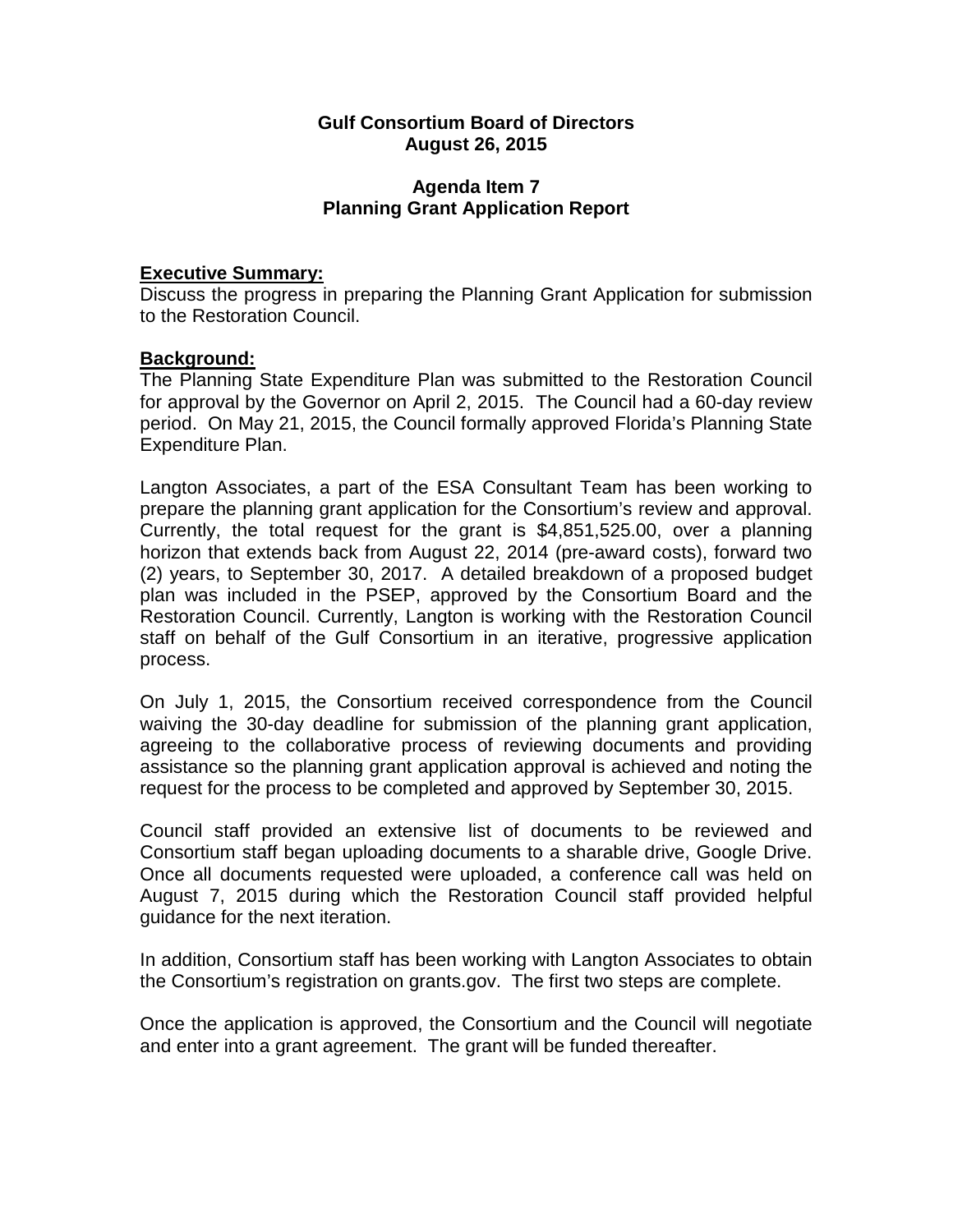**Gulf Consortium Board of Directors**
**August 26, 2015**

**Agenda Item 7**
**Planning Grant Application Report**

**Executive Summary:**

Discuss the progress in preparing the Planning Grant Application for submission to the Restoration Council.

**Background:**

The Planning State Expenditure Plan was submitted to the Restoration Council for approval by the Governor on April 2, 2015. The Council had a 60-day review period. On May 21, 2015, the Council formally approved Florida's Planning State Expenditure Plan.

Langton Associates, a part of the ESA Consultant Team has been working to prepare the planning grant application for the Consortium's review and approval. Currently, the total request for the grant is $4,851,525.00, over a planning horizon that extends back from August 22, 2014 (pre-award costs), forward two (2) years, to September 30, 2017. A detailed breakdown of a proposed budget plan was included in the PSEP, approved by the Consortium Board and the Restoration Council. Currently, Langton is working with the Restoration Council staff on behalf of the Gulf Consortium in an iterative, progressive application process.

On July 1, 2015, the Consortium received correspondence from the Council waiving the 30-day deadline for submission of the planning grant application, agreeing to the collaborative process of reviewing documents and providing assistance so the planning grant application approval is achieved and noting the request for the process to be completed and approved by September 30, 2015.

Council staff provided an extensive list of documents to be reviewed and Consortium staff began uploading documents to a sharable drive, Google Drive. Once all documents requested were uploaded, a conference call was held on August 7, 2015 during which the Restoration Council staff provided helpful guidance for the next iteration.

In addition, Consortium staff has been working with Langton Associates to obtain the Consortium's registration on grants.gov. The first two steps are complete.

Once the application is approved, the Consortium and the Council will negotiate and enter into a grant agreement. The grant will be funded thereafter.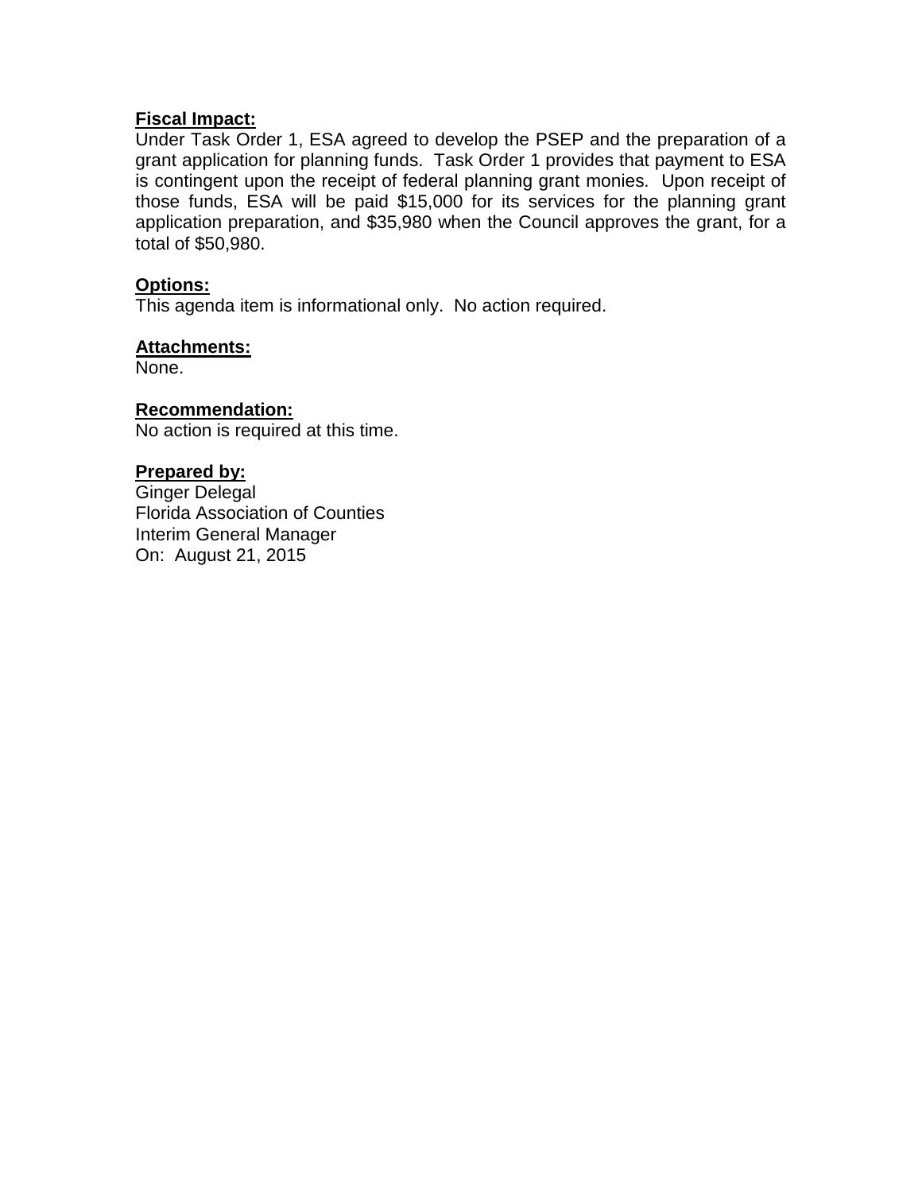**Fiscal Impact:**
Under Task Order 1, ESA agreed to develop the PSEP and the preparation of a grant application for planning funds. Task Order 1 provides that payment to ESA is contingent upon the receipt of federal planning grant monies. Upon receipt of those funds, ESA will be paid $15,000 for its services for the planning grant application preparation, and $35,980 when the Council approves the grant, for a total of $50,980.

**Options:**
This agenda item is informational only. No action required.

**Attachments:**
None.

**Recommendation:**
No action is required at this time.

**Prepared by:**
Ginger Delegal
Florida Association of Counties
Interim General Manager
On: August 21, 2015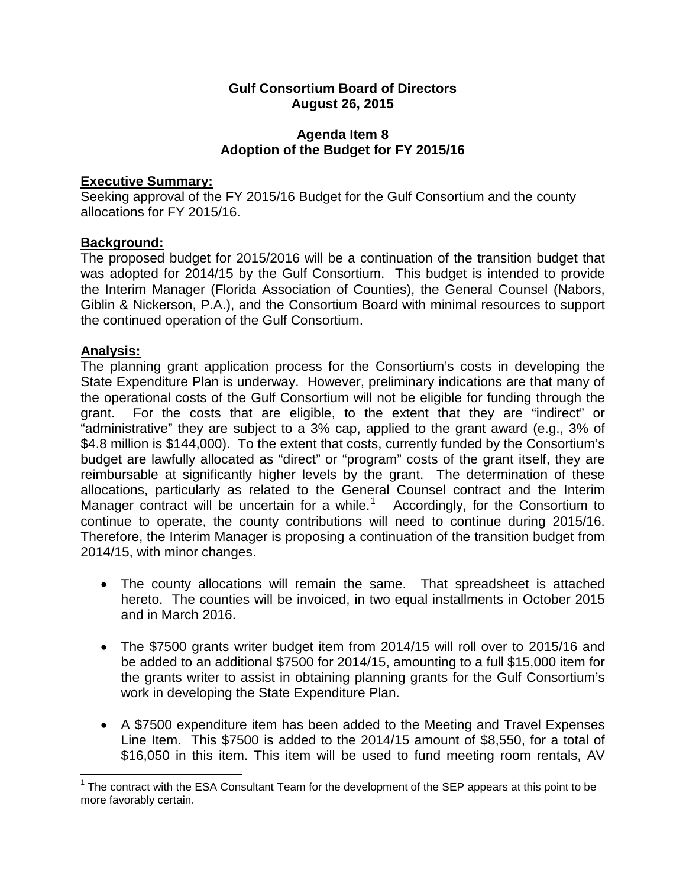**Gulf Consortium Board of Directors**
**August 26, 2015**

**Agenda Item 8**
**Adoption of the Budget for FY 2015/16**

**Executive Summary:**
Seeking approval of the FY 2015/16 Budget for the Gulf Consortium and the county allocations for FY 2015/16.

**Background:**
The proposed budget for 2015/2016 will be a continuation of the transition budget that was adopted for 2014/15 by the Gulf Consortium. This budget is intended to provide the Interim Manager (Florida Association of Counties), the General Counsel (Nabors, Giblin & Nickerson, P.A.), and the Consortium Board with minimal resources to support the continued operation of the Gulf Consortium.

**Analysis:**
The planning grant application process for the Consortium's costs in developing the State Expenditure Plan is underway. However, preliminary indications are that many of the operational costs of the Gulf Consortium will not be eligible for funding through the grant. For the costs that are eligible, to the extent that they are "indirect" or "administrative" they are subject to a 3% cap, applied to the grant award (e.g., 3% of $4.8 million is $144,000). To the extent that costs, currently funded by the Consortium's budget are lawfully allocated as "direct" or "program" costs of the grant itself, they are reimbursable at significantly higher levels by the grant. The determination of these allocations, particularly as related to the General Counsel contract and the Interim Manager contract will be uncertain for a while.[1] Accordingly, for the Consortium to continue to operate, the county contributions will need to continue during 2015/16. Therefore, the Interim Manager is proposing a continuation of the transition budget from 2014/15, with minor changes.

- The county allocations will remain the same. That spreadsheet is attached hereto. The counties will be invoiced, in two equal installments in October 2015 and in March 2016.
- The $7500 grants writer budget item from 2014/15 will roll over to 2015/16 and be added to an additional $7500 for 2014/15, amounting to a full $15,000 item for the grants writer to assist in obtaining planning grants for the Gulf Consortium's work in developing the State Expenditure Plan.
- A $7500 expenditure item has been added to the Meeting and Travel Expenses Line Item. This $7500 is added to the 2014/15 amount of $8,550, for a total of $16,050 in this item. This item will be used to fund meeting room rentals, AV

[1] The contract with the ESA Consultant Team for the development of the SEP appears at this point to be more favorably certain.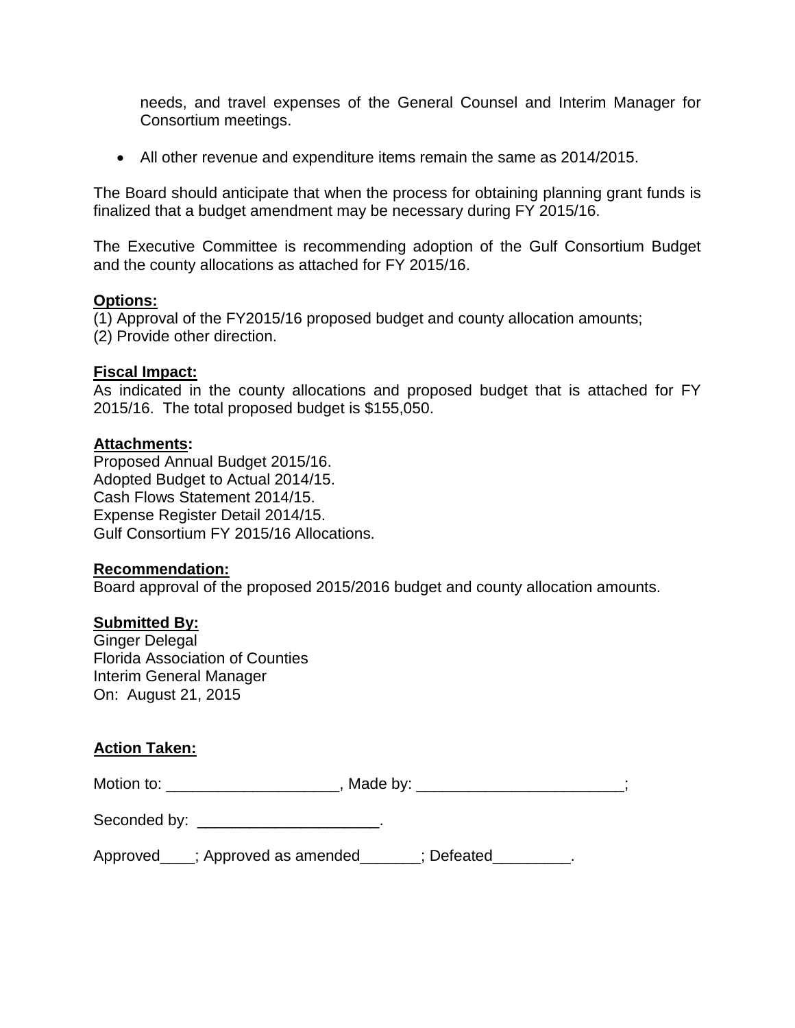needs, and travel expenses of the General Counsel and Interim Manager for Consortium meetings.

- All other revenue and expenditure items remain the same as 2014/2015.

The Board should anticipate that when the process for obtaining planning grant funds is finalized that a budget amendment may be necessary during FY 2015/16.

The Executive Committee is recommending adoption of the Gulf Consortium Budget and the county allocations as attached for FY 2015/16.

**Options:**

(1) Approval of the FY2015/16 proposed budget and county allocation amounts;
(2) Provide other direction.

**Fiscal Impact:**

As indicated in the county allocations and proposed budget that is attached for FY 2015/16. The total proposed budget is $155,050.

**Attachments:**

Proposed Annual Budget 2015/16.
Adopted Budget to Actual 2014/15.
Cash Flows Statement 2014/15.
Expense Register Detail 2014/15.
Gulf Consortium FY 2015/16 Allocations.

**Recommendation:**

Board approval of the proposed 2015/2016 budget and county allocation amounts.

**Submitted By:**

Ginger Delegal
Florida Association of Counties
Interim General Manager
On: August 21, 2015

**Action Taken:**

Motion to: ____________________, Made by: ________________________;

Seconded by: _____________________.

Approved____; Approved as amended_______; Defeated_________.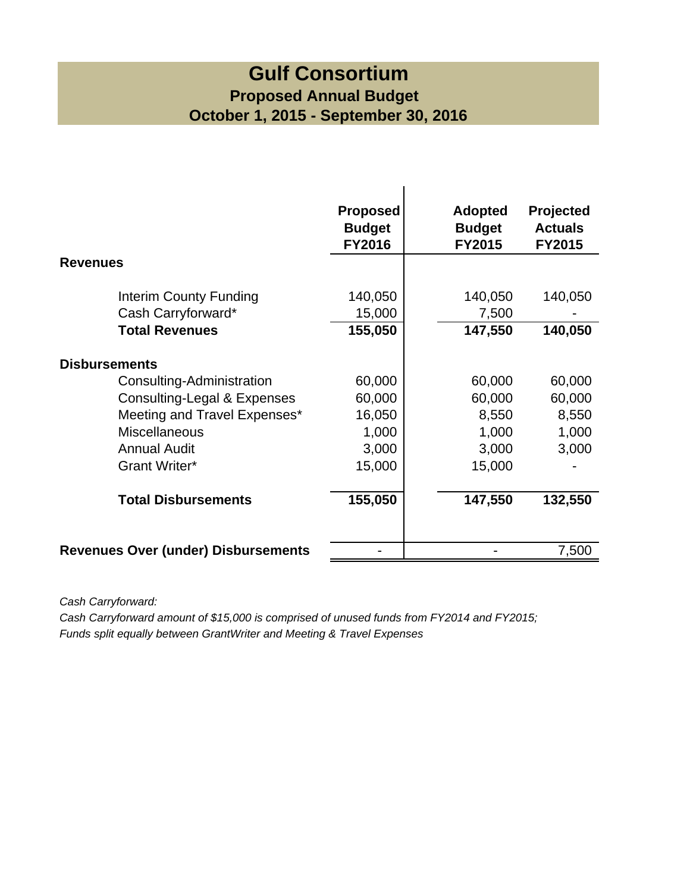# Gulf Consortium

## Proposed Annual Budget

## October 1, 2015 - September 30, 2016

| | Proposed Budget FY2016 | Adopted Budget FY2015 | Projected Actuals FY2015 |
|---|---|---|---|
| **Revenues** | | | |
| Interim County Funding | 140,050 | 140,050 | 140,050 |
| Cash Carryforward* | 15,000 | 7,500 | - |
| **Total Revenues** | **155,050** | **147,550** | **140,050** |
| **Disbursements** | | | |
| Consulting-Administration | 60,000 | 60,000 | 60,000 |
| Consulting-Legal & Expenses | 60,000 | 60,000 | 60,000 |
| Meeting and Travel Expenses* | 16,050 | 8,550 | 8,550 |
| Miscellaneous | 1,000 | 1,000 | 1,000 |
| Annual Audit | 3,000 | 3,000 | 3,000 |
| Grant Writer* | 15,000 | 15,000 | - |
| **Total Disbursements** | **155,050** | **147,550** | **132,550** |
| **Revenues Over (under) Disbursements** | - | - | 7,500 |

*Cash Carryforward:*
*Cash Carryforward amount of $15,000 is comprised of unused funds from FY2014 and FY2015;*
*Funds split equally between GrantWriter and Meeting & Travel Expenses*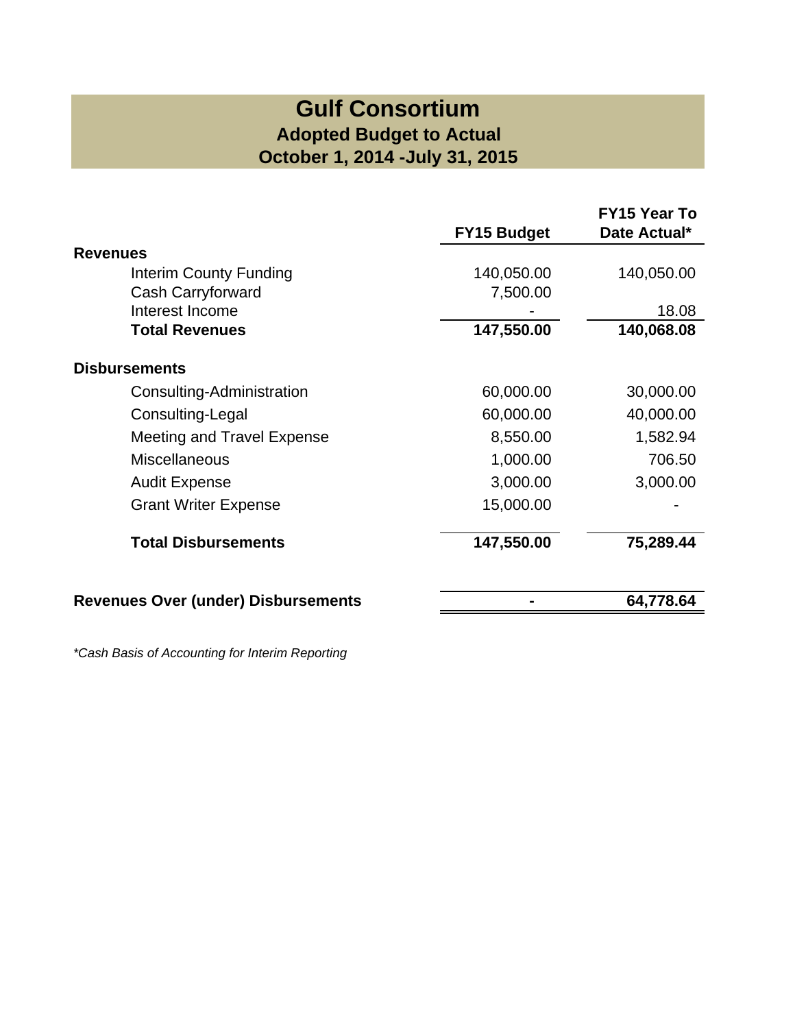# Gulf Consortium

## Adopted Budget to Actual

## October 1, 2014 -July 31, 2015

| | FY15 Budget | FY15 Year To Date Actual* |
|---|---|---|
| **Revenues** | | |
| Interim County Funding | 140,050.00 | 140,050.00 |
| Cash Carryforward | 7,500.00 | |
| Interest Income | - | 18.08 |
| **Total Revenues** | **147,550.00** | **140,068.08** |
| **Disbursements** | | |
| Consulting-Administration | 60,000.00 | 30,000.00 |
| Consulting-Legal | 60,000.00 | 40,000.00 |
| Meeting and Travel Expense | 8,550.00 | 1,582.94 |
| Miscellaneous | 1,000.00 | 706.50 |
| Audit Expense | 3,000.00 | 3,000.00 |
| Grant Writer Expense | 15,000.00 | - |
| **Total Disbursements** | **147,550.00** | **75,289.44** |
| **Revenues Over (under) Disbursements** | **-** | **64,778.64** |

*\*Cash Basis of Accounting for Interim Reporting*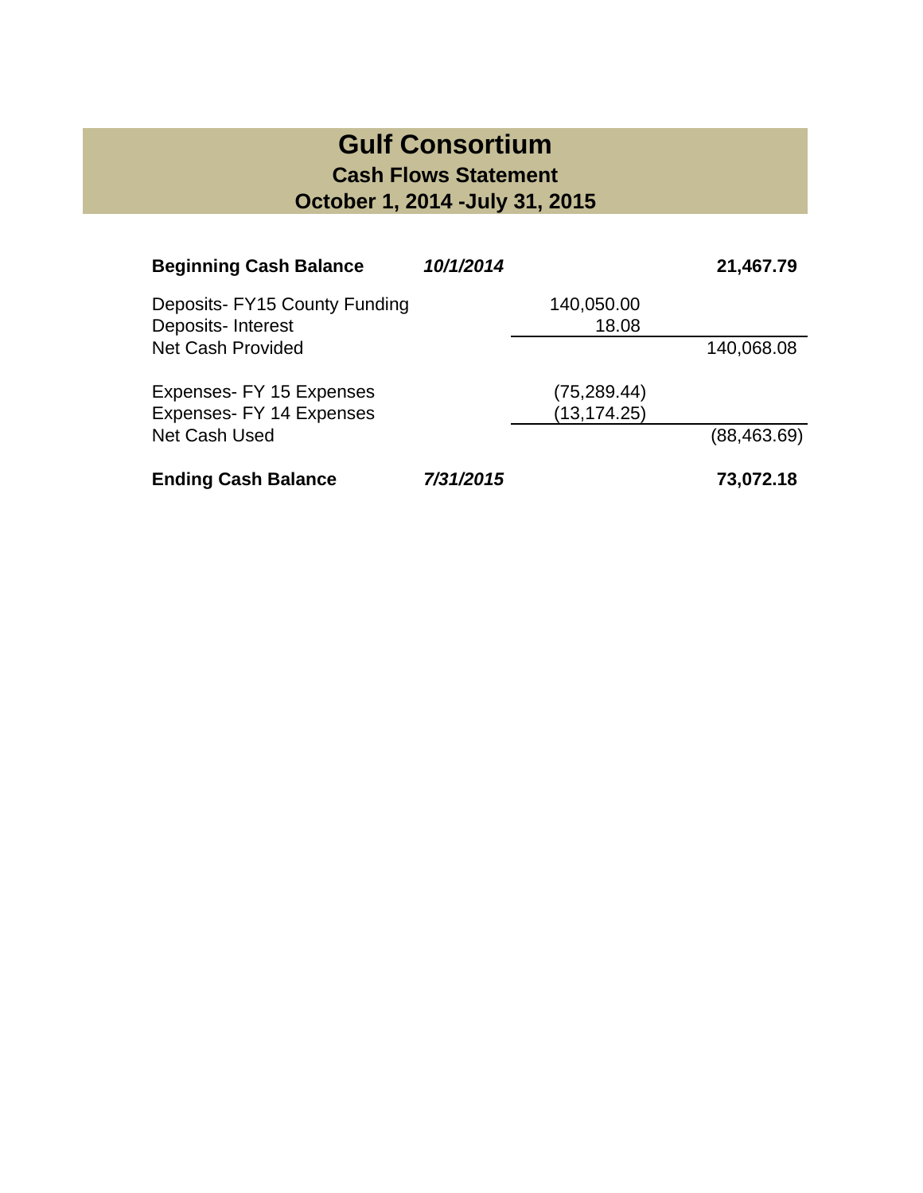# Gulf Consortium

## Cash Flows Statement

## October 1, 2014 -July 31, 2015

| | | | |
|---|---|---|---|
| **Beginning Cash Balance** | ***10/1/2014*** | | **21,467.79** |
| Deposits- FY15 County Funding | | 140,050.00 | |
| Deposits- Interest | | 18.08 | |
| Net Cash Provided | | | 140,068.08 |
| Expenses- FY 15 Expenses | | (75,289.44) | |
| Expenses- FY 14 Expenses | | (13,174.25) | |
| Net Cash Used | | | (88,463.69) |
| **Ending Cash Balance** | ***7/31/2015*** | | **73,072.18** |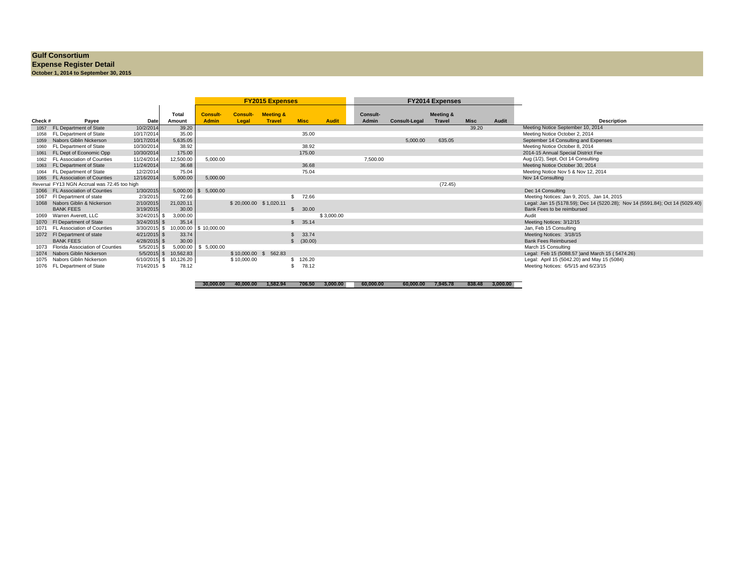**Gulf Consortium**
**Expense Register Detail**
**October 1, 2014 to September 30, 2015**

| | | | | FY2015 Expenses | | | | | FY2014 Expenses | | | | | |
|---|---|---|---|---|---|---|---|---|---|---|---|---|---|---|
| Check # | Payee | Date | Total Amount | Consult-Admin | Consult-Legal | Meeting & Travel | Misc | Audit | Consult-Admin | Consult-Legal | Meeting & Travel | Misc | Audit | Description |
| 1057 | FL Department of State | 10/2/2014 | 39.20 | | | | | | | | | 39.20 | | Meeting Notice September 10, 2014 |
| 1058 | FL Department of State | 10/17/2014 | 35.00 | | | | 35.00 | | | | | | | Meeting Notice October 2, 2014 |
| 1059 | Nabors Giblin Nickerson | 10/17/2014 | 5,635.05 | | | | | | | 5,000.00 | 635.05 | | | September 14 Consulting and Expenses |
| 1060 | FL Department of State | 10/30/2014 | 38.92 | | | | 38.92 | | | | | | | Meeting Notice October 8, 2014 |
| 1061 | FL Dept of Economic Opp | 10/30/2014 | 175.00 | | | | 175.00 | | | | | | | 2014-15 Annual Special District Fee |
| 1062 | FL Association of Counties | 11/24/2014 | 12,500.00 | 5,000.00 | | | | | 7,500.00 | | | | | Aug (1/2), Sept, Oct 14 Consulting |
| 1063 | FL Department of State | 11/24/2014 | 36.68 | | | | 36.68 | | | | | | | Meeting Notice October 30, 2014 |
| 1064 | FL Department of State | 12/2/2014 | 75.04 | | | | 75.04 | | | | | | | Meeting Notice Nov 5 & Nov 12, 2014 |
| 1065 | FL Association of Counties | 12/16/2014 | 5,000.00 | 5,000.00 | | | | | | | | | | Nov 14 Consulting |
| Reversal | FY13 NGN Accrual was 72.45 too high | | | | | | | | | | (72.45) | | | |
| 1066 | FL Association of Counties | 1/30/2015 | 5,000.00 | $ 5,000.00 | | | | | | | | | | Dec 14 Consulting |
| 1067 | Fl Department of state | 2/3/2015 | 72.66 | | | | $ 72.66 | | | | | | | Meeting Notices: Jan 9, 2015, Jan 14, 2015 |
| 1068 | Nabors Giblin & Nickerson | 2/10/2015 | 21,020.11 | | $ 20,000.00 | $ 1,020.11 | | | | | | | | Legal: Jan 15 (5178.59); Dec 14 (5220.28); Nov 14 (5591.84); Oct 14 (5029.40) |
| | BANK FEES | 3/19/2015 | 30.00 | | | | $ 30.00 | | | | | | | Bank Fees to be reimbursed |
| 1069 | Warren Averett, LLC | 3/24/2015 | $ 3,000.00 | | | | | $ 3,000.00 | | | | | | Audit |
| 1070 | Fl Department of State | 3/24/2015 | $ 35.14 | | | | $ 35.14 | | | | | | | Meeting Notices: 3/12/15 |
| 1071 | FL Association of Counties | 3/30/2015 | $ 10,000.00 | $ 10,000.00 | | | | | | | | | | Jan, Feb 15 Consulting |
| 1072 | Fl Department of state | 4/21/2015 | $ 33.74 | | | | $ 33.74 | | | | | | | Meeting Notices: 3/18/15 |
| | BANK FEES | 4/28/2015 | $ 30.00 | | | | $ (30.00) | | | | | | | Bank Fees Reimbursed |
| 1073 | Florida Association of Counties | 5/5/2015 | $ 5,000.00 | $ 5,000.00 | | | | | | | | | | March 15 Consulting |
| 1074 | Nabors Giblin Nickerson | 5/5/2015 | $ 10,562.83 | | $ 10,000.00 | $ 562.83 | | | | | | | | Legal: Feb 15 (5088.57 )and March 15 ( 5474.26) |
| 1075 | Nabors Giblin Nickerson | 6/10/2015 | $ 10,126.20 | | $ 10,000.00 | | $ 126.20 | | | | | | | Legal: April 15 (5042.20) and May 15 (5084) |
| 1076 | FL Department of State | 7/14/2015 | $ 78.12 | | | | $ 78.12 | | | | | | | Meeting Notices: 6/5/15 and 6/23/15 |
| | | | | **30,000.00** | **40,000.00** | **1,582.94** | **706.50** | **3,000.00** | **60,000.00** | **60,000.00** | **7,945.78** | **838.48** | **3,000.00** | |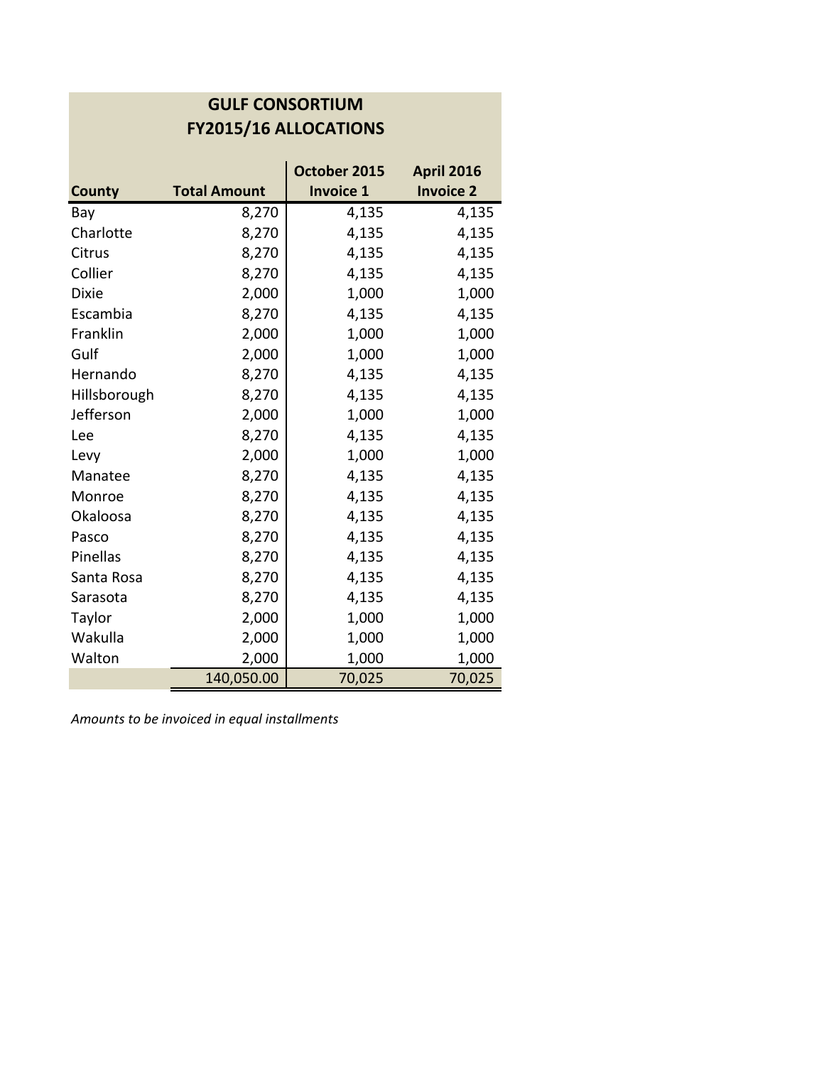# GULF CONSORTIUM
## FY2015/16 ALLOCATIONS

| County | Total Amount | October 2015 Invoice 1 | April 2016 Invoice 2 |
|---|---|---|---|
| Bay | 8,270 | 4,135 | 4,135 |
| Charlotte | 8,270 | 4,135 | 4,135 |
| Citrus | 8,270 | 4,135 | 4,135 |
| Collier | 8,270 | 4,135 | 4,135 |
| Dixie | 2,000 | 1,000 | 1,000 |
| Escambia | 8,270 | 4,135 | 4,135 |
| Franklin | 2,000 | 1,000 | 1,000 |
| Gulf | 2,000 | 1,000 | 1,000 |
| Hernando | 8,270 | 4,135 | 4,135 |
| Hillsborough | 8,270 | 4,135 | 4,135 |
| Jefferson | 2,000 | 1,000 | 1,000 |
| Lee | 8,270 | 4,135 | 4,135 |
| Levy | 2,000 | 1,000 | 1,000 |
| Manatee | 8,270 | 4,135 | 4,135 |
| Monroe | 8,270 | 4,135 | 4,135 |
| Okaloosa | 8,270 | 4,135 | 4,135 |
| Pasco | 8,270 | 4,135 | 4,135 |
| Pinellas | 8,270 | 4,135 | 4,135 |
| Santa Rosa | 8,270 | 4,135 | 4,135 |
| Sarasota | 8,270 | 4,135 | 4,135 |
| Taylor | 2,000 | 1,000 | 1,000 |
| Wakulla | 2,000 | 1,000 | 1,000 |
| Walton | 2,000 | 1,000 | 1,000 |
| | 140,050.00 | 70,025 | 70,025 |

*Amounts to be invoiced in equal installments*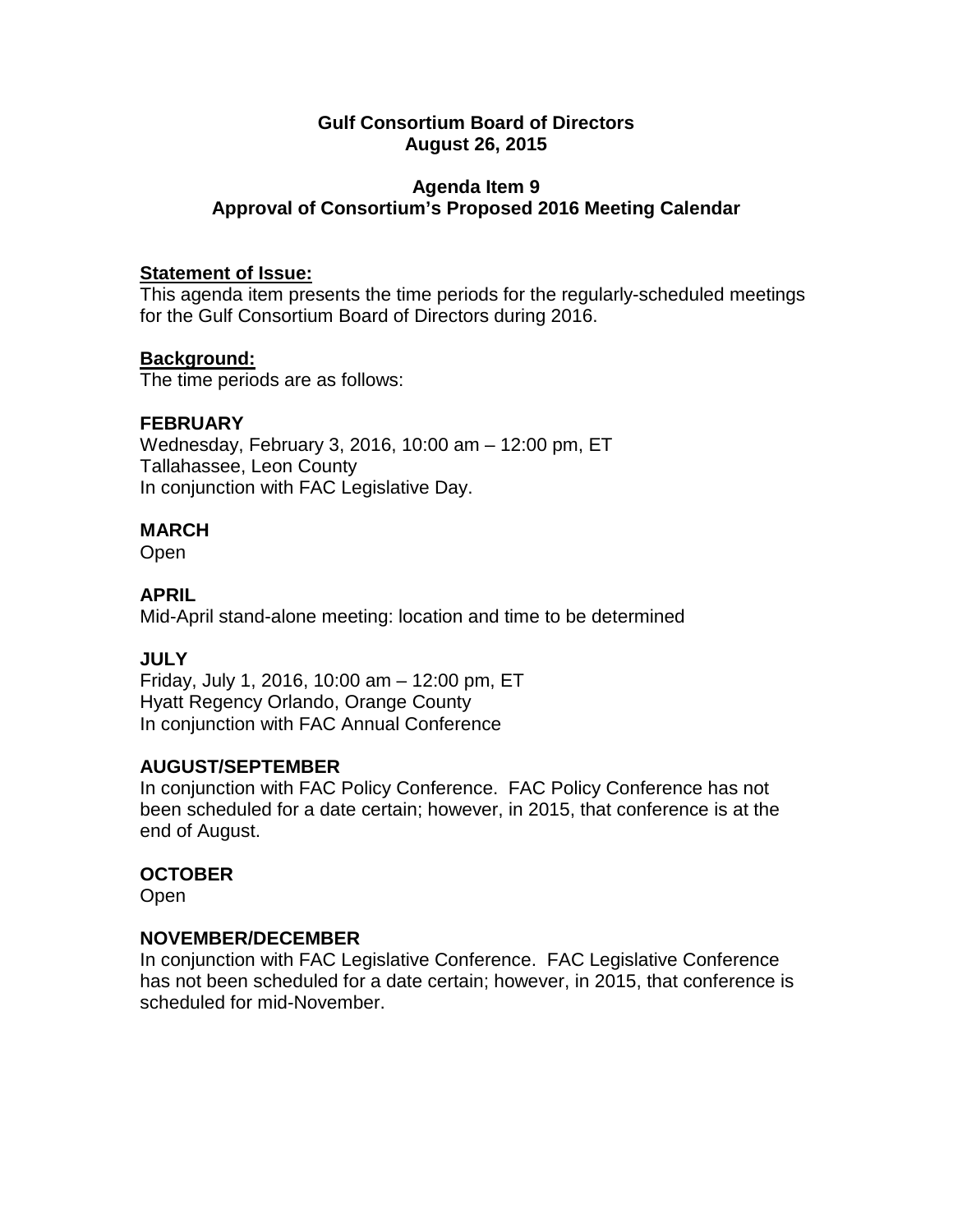**Gulf Consortium Board of Directors**
**August 26, 2015**

**Agenda Item 9**
**Approval of Consortium's Proposed 2016 Meeting Calendar**

**Statement of Issue:**
This agenda item presents the time periods for the regularly-scheduled meetings for the Gulf Consortium Board of Directors during 2016.

**Background:**
The time periods are as follows:

**FEBRUARY**
Wednesday, February 3, 2016, 10:00 am – 12:00 pm, ET
Tallahassee, Leon County
In conjunction with FAC Legislative Day.

**MARCH**
Open

**APRIL**
Mid-April stand-alone meeting: location and time to be determined

**JULY**
Friday, July 1, 2016, 10:00 am – 12:00 pm, ET
Hyatt Regency Orlando, Orange County
In conjunction with FAC Annual Conference

**AUGUST/SEPTEMBER**
In conjunction with FAC Policy Conference. FAC Policy Conference has not been scheduled for a date certain; however, in 2015, that conference is at the end of August.

**OCTOBER**
Open

**NOVEMBER/DECEMBER**
In conjunction with FAC Legislative Conference. FAC Legislative Conference has not been scheduled for a date certain; however, in 2015, that conference is scheduled for mid-November.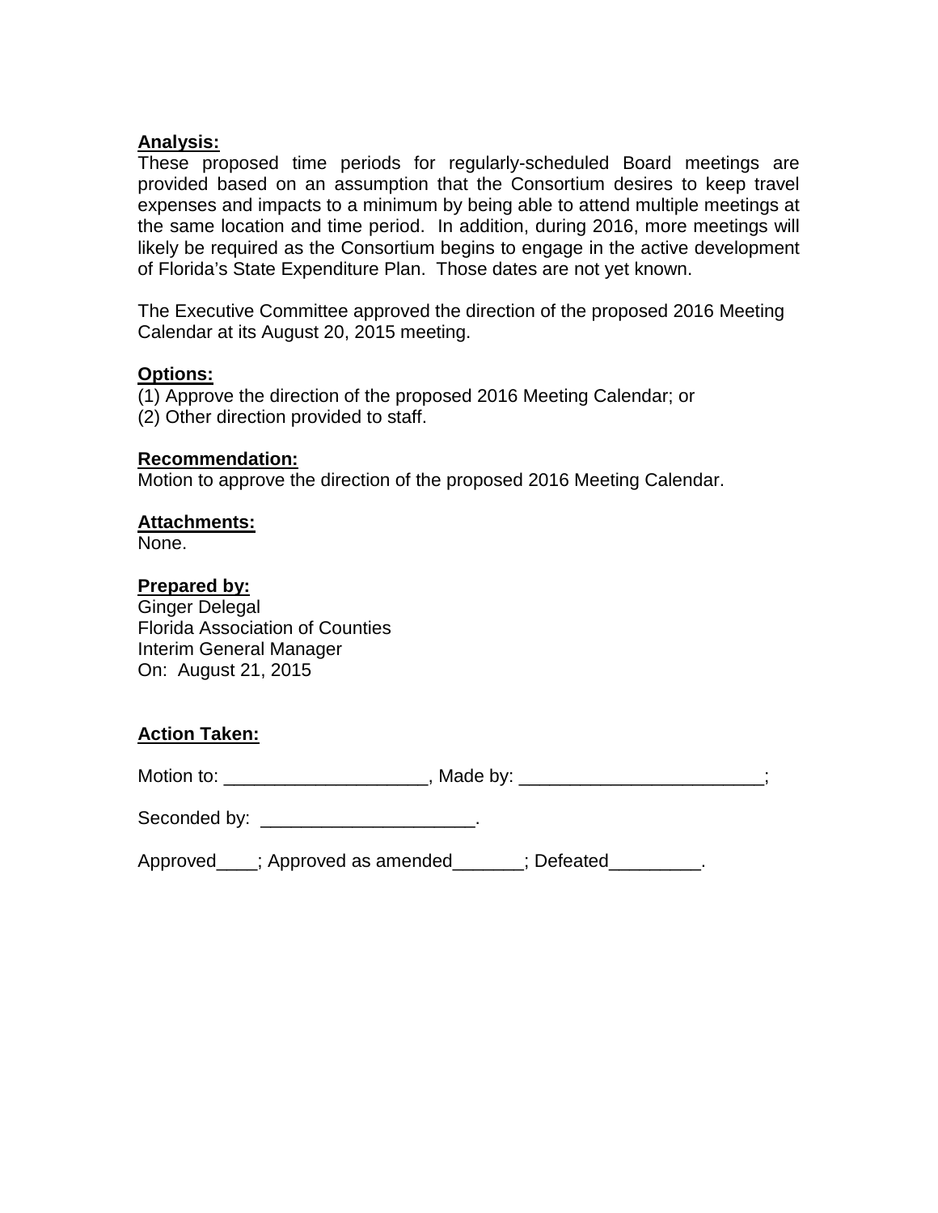**Analysis:**
These proposed time periods for regularly-scheduled Board meetings are provided based on an assumption that the Consortium desires to keep travel expenses and impacts to a minimum by being able to attend multiple meetings at the same location and time period. In addition, during 2016, more meetings will likely be required as the Consortium begins to engage in the active development of Florida's State Expenditure Plan. Those dates are not yet known.

The Executive Committee approved the direction of the proposed 2016 Meeting Calendar at its August 20, 2015 meeting.

**Options:**
(1) Approve the direction of the proposed 2016 Meeting Calendar; or
(2) Other direction provided to staff.

**Recommendation:**
Motion to approve the direction of the proposed 2016 Meeting Calendar.

**Attachments:**
None.

**Prepared by:**
Ginger Delegal
Florida Association of Counties
Interim General Manager
On: August 21, 2015

**Action Taken:**

Motion to: ____________________, Made by: ________________________;

Seconded by: _____________________.

Approved____; Approved as amended_______; Defeated_________.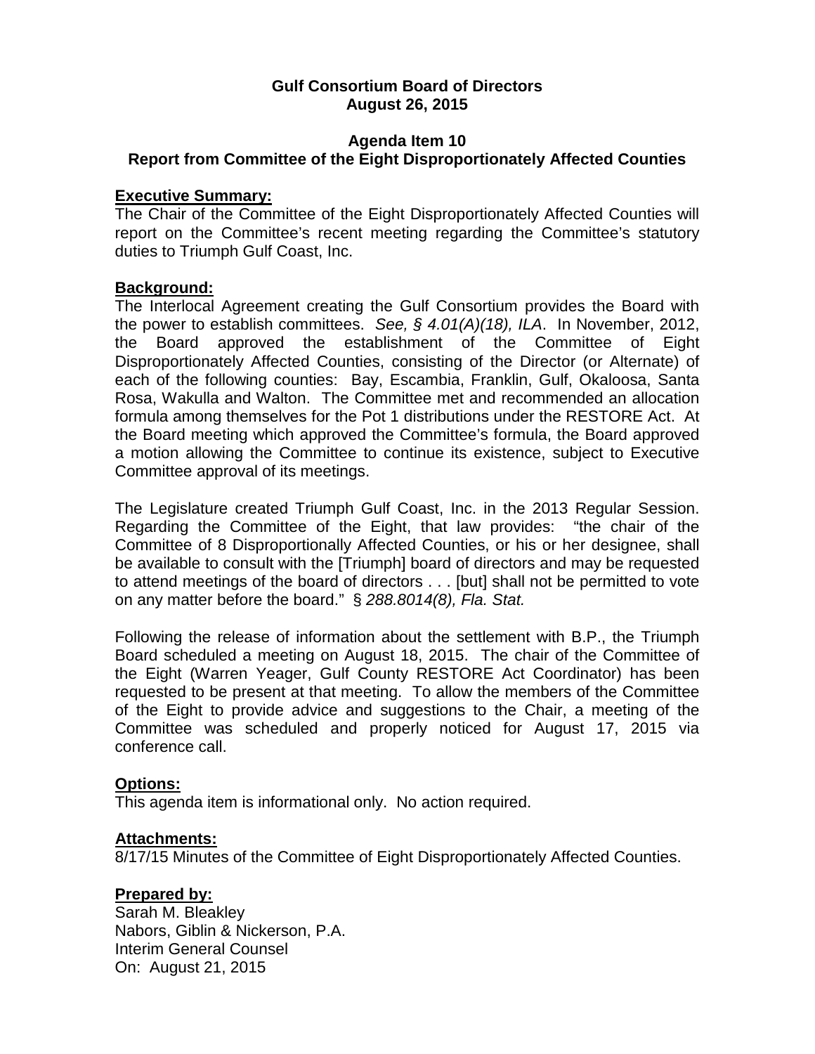**Gulf Consortium Board of Directors**
**August 26, 2015**

**Agenda Item 10**
**Report from Committee of the Eight Disproportionately Affected Counties**

**Executive Summary:**
The Chair of the Committee of the Eight Disproportionately Affected Counties will report on the Committee's recent meeting regarding the Committee's statutory duties to Triumph Gulf Coast, Inc.

**Background:**
The Interlocal Agreement creating the Gulf Consortium provides the Board with the power to establish committees. *See, § 4.01(A)(18), ILA*. In November, 2012, the Board approved the establishment of the Committee of Eight Disproportionately Affected Counties, consisting of the Director (or Alternate) of each of the following counties: Bay, Escambia, Franklin, Gulf, Okaloosa, Santa Rosa, Wakulla and Walton. The Committee met and recommended an allocation formula among themselves for the Pot 1 distributions under the RESTORE Act. At the Board meeting which approved the Committee's formula, the Board approved a motion allowing the Committee to continue its existence, subject to Executive Committee approval of its meetings.

The Legislature created Triumph Gulf Coast, Inc. in the 2013 Regular Session. Regarding the Committee of the Eight, that law provides: "the chair of the Committee of 8 Disproportionally Affected Counties, or his or her designee, shall be available to consult with the [Triumph] board of directors and may be requested to attend meetings of the board of directors . . . [but] shall not be permitted to vote on any matter before the board." § *288.8014(8), Fla. Stat.*

Following the release of information about the settlement with B.P., the Triumph Board scheduled a meeting on August 18, 2015. The chair of the Committee of the Eight (Warren Yeager, Gulf County RESTORE Act Coordinator) has been requested to be present at that meeting. To allow the members of the Committee of the Eight to provide advice and suggestions to the Chair, a meeting of the Committee was scheduled and properly noticed for August 17, 2015 via conference call.

**Options:**
This agenda item is informational only. No action required.

**Attachments:**
8/17/15 Minutes of the Committee of Eight Disproportionately Affected Counties.

**Prepared by:**
Sarah M. Bleakley
Nabors, Giblin & Nickerson, P.A.
Interim General Counsel
On: August 21, 2015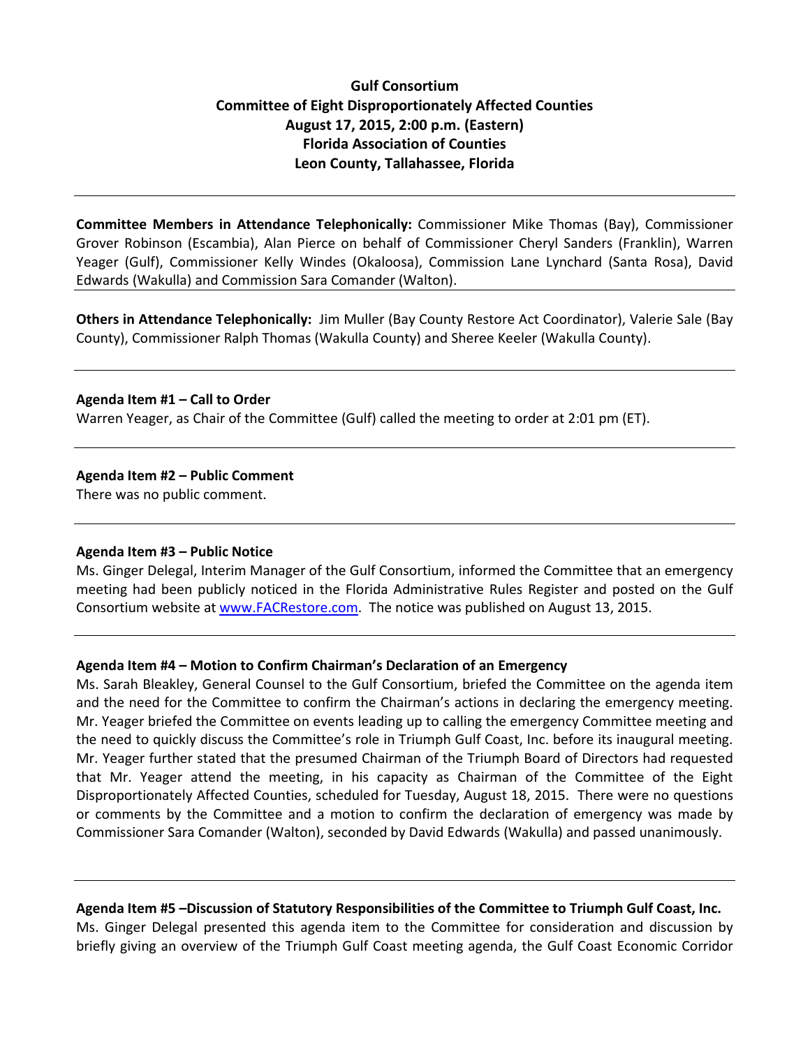**Gulf Consortium**
**Committee of Eight Disproportionately Affected Counties**
**August 17, 2015, 2:00 p.m. (Eastern)**
**Florida Association of Counties**
**Leon County, Tallahassee, Florida**

---

**Committee Members in Attendance Telephonically:** Commissioner Mike Thomas (Bay), Commissioner Grover Robinson (Escambia), Alan Pierce on behalf of Commissioner Cheryl Sanders (Franklin), Warren Yeager (Gulf), Commissioner Kelly Windes (Okaloosa), Commission Lane Lynchard (Santa Rosa), David Edwards (Wakulla) and Commission Sara Comander (Walton).

---

**Others in Attendance Telephonically:** Jim Muller (Bay County Restore Act Coordinator), Valerie Sale (Bay County), Commissioner Ralph Thomas (Wakulla County) and Sheree Keeler (Wakulla County).

---

**Agenda Item #1 – Call to Order**

Warren Yeager, as Chair of the Committee (Gulf) called the meeting to order at 2:01 pm (ET).

---

**Agenda Item #2 – Public Comment**

There was no public comment.

---

**Agenda Item #3 – Public Notice**

Ms. Ginger Delegal, Interim Manager of the Gulf Consortium, informed the Committee that an emergency meeting had been publicly noticed in the Florida Administrative Rules Register and posted on the Gulf Consortium website at www.FACRestore.com. The notice was published on August 13, 2015.

---

**Agenda Item #4 – Motion to Confirm Chairman's Declaration of an Emergency**

Ms. Sarah Bleakley, General Counsel to the Gulf Consortium, briefed the Committee on the agenda item and the need for the Committee to confirm the Chairman's actions in declaring the emergency meeting. Mr. Yeager briefed the Committee on events leading up to calling the emergency Committee meeting and the need to quickly discuss the Committee's role in Triumph Gulf Coast, Inc. before its inaugural meeting. Mr. Yeager further stated that the presumed Chairman of the Triumph Board of Directors had requested that Mr. Yeager attend the meeting, in his capacity as Chairman of the Committee of the Eight Disproportionately Affected Counties, scheduled for Tuesday, August 18, 2015. There were no questions or comments by the Committee and a motion to confirm the declaration of emergency was made by Commissioner Sara Comander (Walton), seconded by David Edwards (Wakulla) and passed unanimously.

---

**Agenda Item #5 –Discussion of Statutory Responsibilities of the Committee to Triumph Gulf Coast, Inc.**

Ms. Ginger Delegal presented this agenda item to the Committee for consideration and discussion by briefly giving an overview of the Triumph Gulf Coast meeting agenda, the Gulf Coast Economic Corridor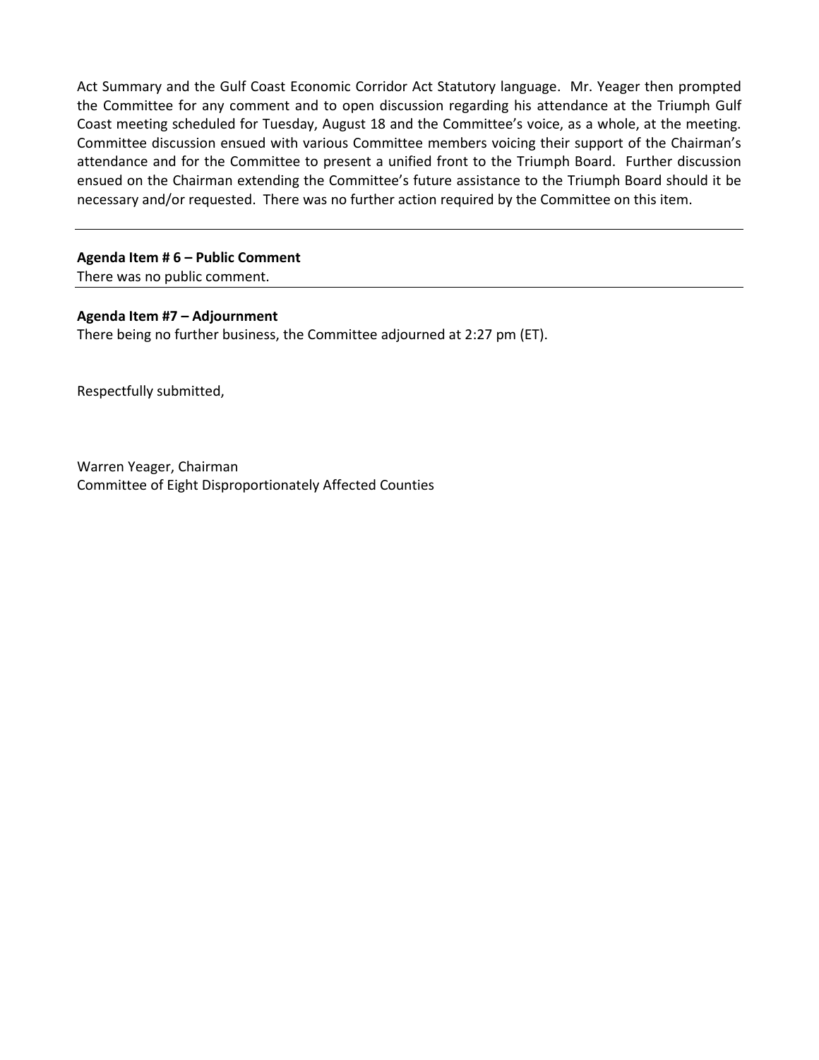Act Summary and the Gulf Coast Economic Corridor Act Statutory language. Mr. Yeager then prompted the Committee for any comment and to open discussion regarding his attendance at the Triumph Gulf Coast meeting scheduled for Tuesday, August 18 and the Committee's voice, as a whole, at the meeting. Committee discussion ensued with various Committee members voicing their support of the Chairman's attendance and for the Committee to present a unified front to the Triumph Board. Further discussion ensued on the Chairman extending the Committee's future assistance to the Triumph Board should it be necessary and/or requested. There was no further action required by the Committee on this item.

---

**Agenda Item # 6 – Public Comment**
There was no public comment.

---

**Agenda Item #7 – Adjournment**
There being no further business, the Committee adjourned at 2:27 pm (ET).

Respectfully submitted,

Warren Yeager, Chairman
Committee of Eight Disproportionately Affected Counties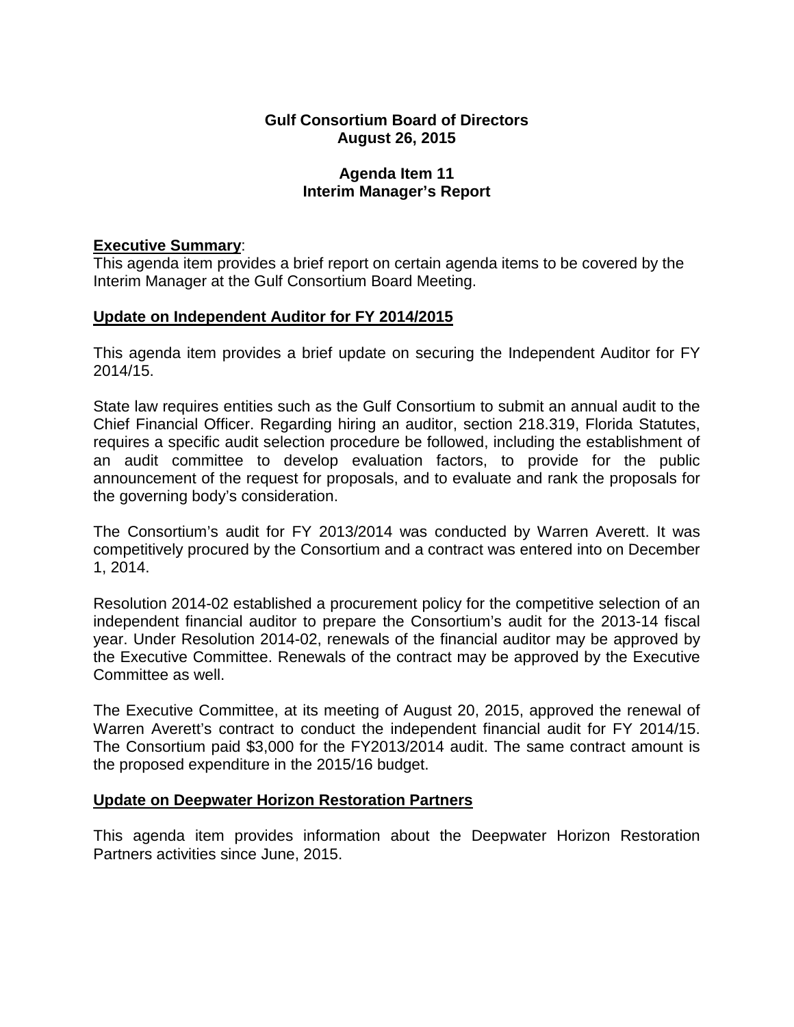**Gulf Consortium Board of Directors**
**August 26, 2015**

**Agenda Item 11**
**Interim Manager's Report**

**Executive Summary**:
This agenda item provides a brief report on certain agenda items to be covered by the Interim Manager at the Gulf Consortium Board Meeting.

**Update on Independent Auditor for FY 2014/2015**

This agenda item provides a brief update on securing the Independent Auditor for FY 2014/15.

State law requires entities such as the Gulf Consortium to submit an annual audit to the Chief Financial Officer. Regarding hiring an auditor, section 218.319, Florida Statutes, requires a specific audit selection procedure be followed, including the establishment of an audit committee to develop evaluation factors, to provide for the public announcement of the request for proposals, and to evaluate and rank the proposals for the governing body's consideration.

The Consortium's audit for FY 2013/2014 was conducted by Warren Averett. It was competitively procured by the Consortium and a contract was entered into on December 1, 2014.

Resolution 2014-02 established a procurement policy for the competitive selection of an independent financial auditor to prepare the Consortium's audit for the 2013-14 fiscal year. Under Resolution 2014-02, renewals of the financial auditor may be approved by the Executive Committee. Renewals of the contract may be approved by the Executive Committee as well.

The Executive Committee, at its meeting of August 20, 2015, approved the renewal of Warren Averett's contract to conduct the independent financial audit for FY 2014/15. The Consortium paid $3,000 for the FY2013/2014 audit. The same contract amount is the proposed expenditure in the 2015/16 budget.

**Update on Deepwater Horizon Restoration Partners**

This agenda item provides information about the Deepwater Horizon Restoration Partners activities since June, 2015.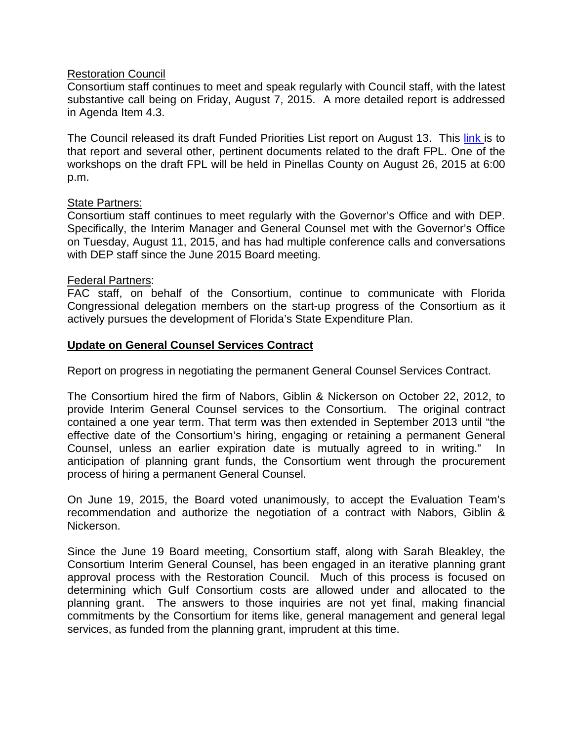Restoration Council

Consortium staff continues to meet and speak regularly with Council staff, with the latest substantive call being on Friday, August 7, 2015. A more detailed report is addressed in Agenda Item 4.3.

The Council released its draft Funded Priorities List report on August 13. This link is to that report and several other, pertinent documents related to the draft FPL. One of the workshops on the draft FPL will be held in Pinellas County on August 26, 2015 at 6:00 p.m.

State Partners:

Consortium staff continues to meet regularly with the Governor's Office and with DEP. Specifically, the Interim Manager and General Counsel met with the Governor's Office on Tuesday, August 11, 2015, and has had multiple conference calls and conversations with DEP staff since the June 2015 Board meeting.

Federal Partners:

FAC staff, on behalf of the Consortium, continue to communicate with Florida Congressional delegation members on the start-up progress of the Consortium as it actively pursues the development of Florida's State Expenditure Plan.

## Update on General Counsel Services Contract

Report on progress in negotiating the permanent General Counsel Services Contract.

The Consortium hired the firm of Nabors, Giblin & Nickerson on October 22, 2012, to provide Interim General Counsel services to the Consortium. The original contract contained a one year term. That term was then extended in September 2013 until "the effective date of the Consortium's hiring, engaging or retaining a permanent General Counsel, unless an earlier expiration date is mutually agreed to in writing." In anticipation of planning grant funds, the Consortium went through the procurement process of hiring a permanent General Counsel.

On June 19, 2015, the Board voted unanimously, to accept the Evaluation Team's recommendation and authorize the negotiation of a contract with Nabors, Giblin & Nickerson.

Since the June 19 Board meeting, Consortium staff, along with Sarah Bleakley, the Consortium Interim General Counsel, has been engaged in an iterative planning grant approval process with the Restoration Council. Much of this process is focused on determining which Gulf Consortium costs are allowed under and allocated to the planning grant. The answers to those inquiries are not yet final, making financial commitments by the Consortium for items like, general management and general legal services, as funded from the planning grant, imprudent at this time.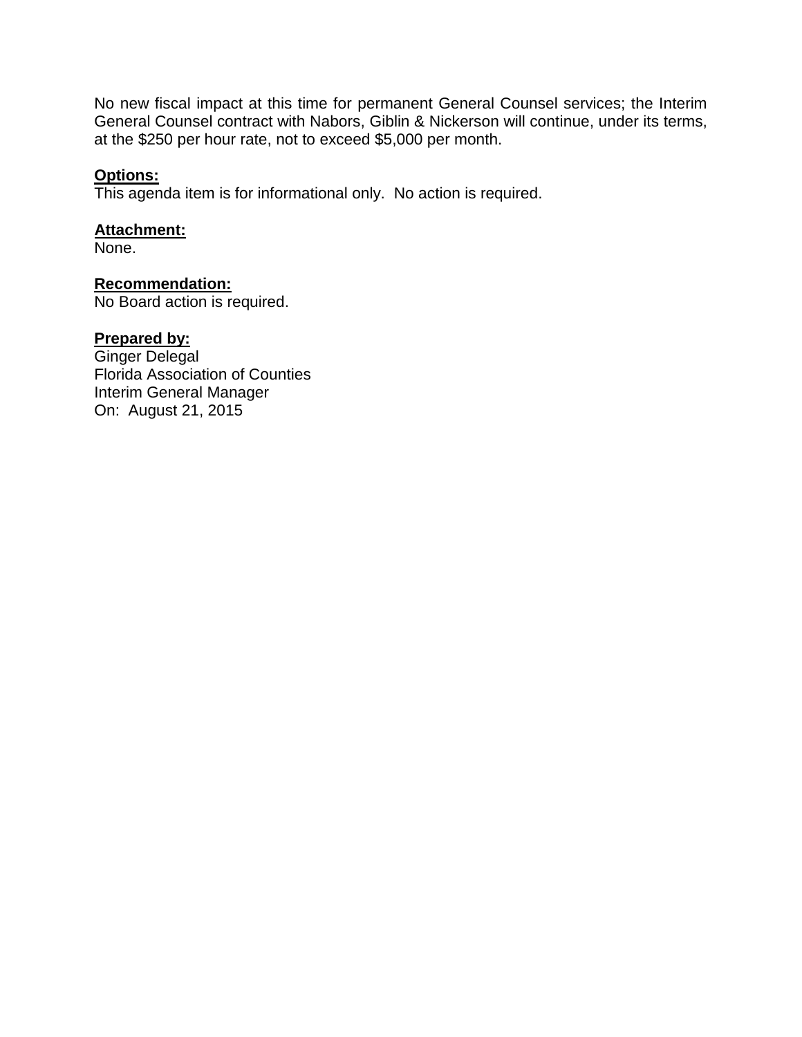No new fiscal impact at this time for permanent General Counsel services; the Interim General Counsel contract with Nabors, Giblin & Nickerson will continue, under its terms, at the $250 per hour rate, not to exceed $5,000 per month.

**Options:**
This agenda item is for informational only. No action is required.

**Attachment:**
None.

**Recommendation:**
No Board action is required.

**Prepared by:**
Ginger Delegal
Florida Association of Counties
Interim General Manager
On: August 21, 2015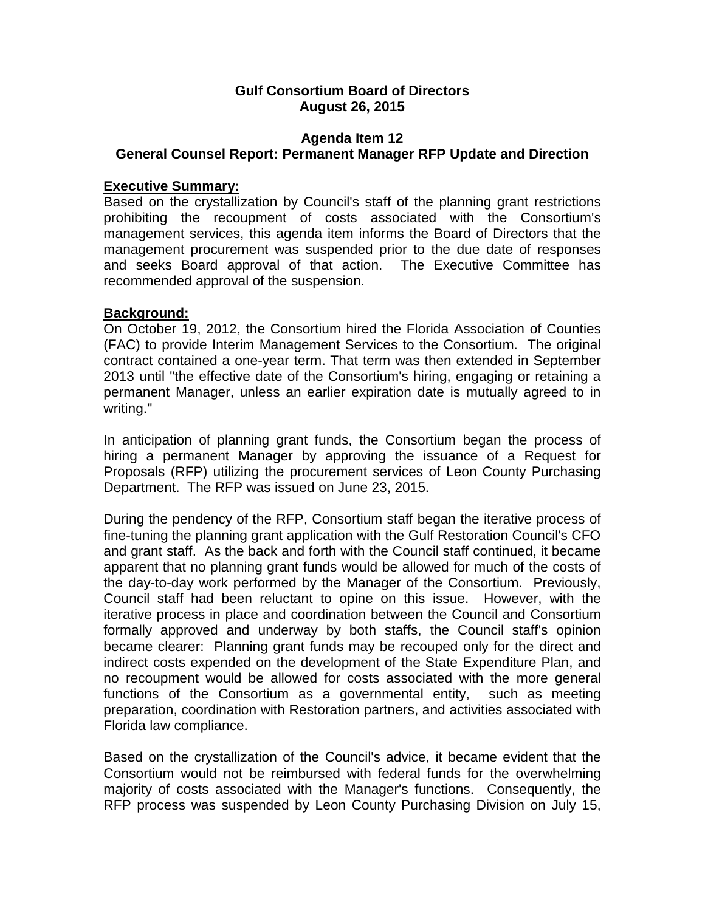**Gulf Consortium Board of Directors**
**August 26, 2015**

**Agenda Item 12**
**General Counsel Report: Permanent Manager RFP Update and Direction**

**Executive Summary:**
Based on the crystallization by Council's staff of the planning grant restrictions prohibiting the recoupment of costs associated with the Consortium's management services, this agenda item informs the Board of Directors that the management procurement was suspended prior to the due date of responses and seeks Board approval of that action. The Executive Committee has recommended approval of the suspension.

**Background:**
On October 19, 2012, the Consortium hired the Florida Association of Counties (FAC) to provide Interim Management Services to the Consortium. The original contract contained a one-year term. That term was then extended in September 2013 until "the effective date of the Consortium's hiring, engaging or retaining a permanent Manager, unless an earlier expiration date is mutually agreed to in writing."

In anticipation of planning grant funds, the Consortium began the process of hiring a permanent Manager by approving the issuance of a Request for Proposals (RFP) utilizing the procurement services of Leon County Purchasing Department. The RFP was issued on June 23, 2015.

During the pendency of the RFP, Consortium staff began the iterative process of fine-tuning the planning grant application with the Gulf Restoration Council's CFO and grant staff. As the back and forth with the Council staff continued, it became apparent that no planning grant funds would be allowed for much of the costs of the day-to-day work performed by the Manager of the Consortium. Previously, Council staff had been reluctant to opine on this issue. However, with the iterative process in place and coordination between the Council and Consortium formally approved and underway by both staffs, the Council staff's opinion became clearer: Planning grant funds may be recouped only for the direct and indirect costs expended on the development of the State Expenditure Plan, and no recoupment would be allowed for costs associated with the more general functions of the Consortium as a governmental entity, such as meeting preparation, coordination with Restoration partners, and activities associated with Florida law compliance.

Based on the crystallization of the Council's advice, it became evident that the Consortium would not be reimbursed with federal funds for the overwhelming majority of costs associated with the Manager's functions. Consequently, the RFP process was suspended by Leon County Purchasing Division on July 15,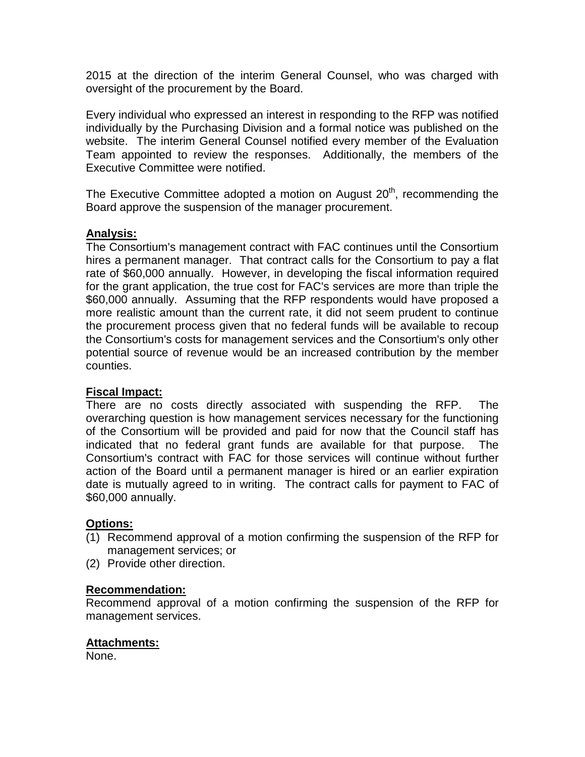2015 at the direction of the interim General Counsel, who was charged with oversight of the procurement by the Board.

Every individual who expressed an interest in responding to the RFP was notified individually by the Purchasing Division and a formal notice was published on the website. The interim General Counsel notified every member of the Evaluation Team appointed to review the responses. Additionally, the members of the Executive Committee were notified.

The Executive Committee adopted a motion on August 20th, recommending the Board approve the suspension of the manager procurement.

**Analysis:**

The Consortium's management contract with FAC continues until the Consortium hires a permanent manager. That contract calls for the Consortium to pay a flat rate of $60,000 annually. However, in developing the fiscal information required for the grant application, the true cost for FAC's services are more than triple the $60,000 annually. Assuming that the RFP respondents would have proposed a more realistic amount than the current rate, it did not seem prudent to continue the procurement process given that no federal funds will be available to recoup the Consortium's costs for management services and the Consortium's only other potential source of revenue would be an increased contribution by the member counties.

**Fiscal Impact:**

There are no costs directly associated with suspending the RFP. The overarching question is how management services necessary for the functioning of the Consortium will be provided and paid for now that the Council staff has indicated that no federal grant funds are available for that purpose. The Consortium's contract with FAC for those services will continue without further action of the Board until a permanent manager is hired or an earlier expiration date is mutually agreed to in writing. The contract calls for payment to FAC of $60,000 annually.

**Options:**

(1) Recommend approval of a motion confirming the suspension of the RFP for management services; or
(2) Provide other direction.

**Recommendation:**

Recommend approval of a motion confirming the suspension of the RFP for management services.

**Attachments:**

None.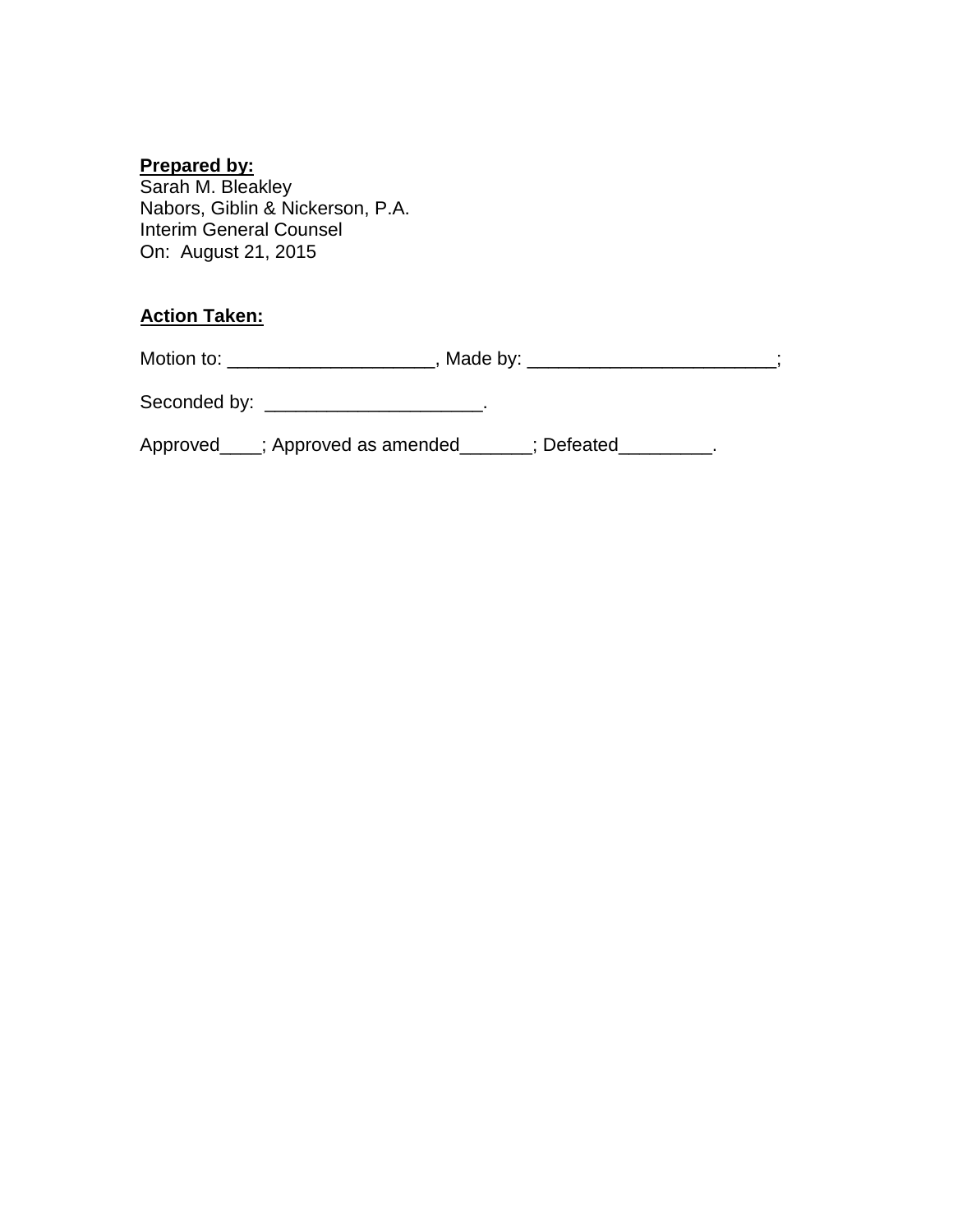**Prepared by:**
Sarah M. Bleakley
Nabors, Giblin & Nickerson, P.A.
Interim General Counsel
On: August 21, 2015

**Action Taken:**

Motion to: ____________________, Made by: ________________________;

Seconded by: _____________________.

Approved____; Approved as amended_______; Defeated_________.